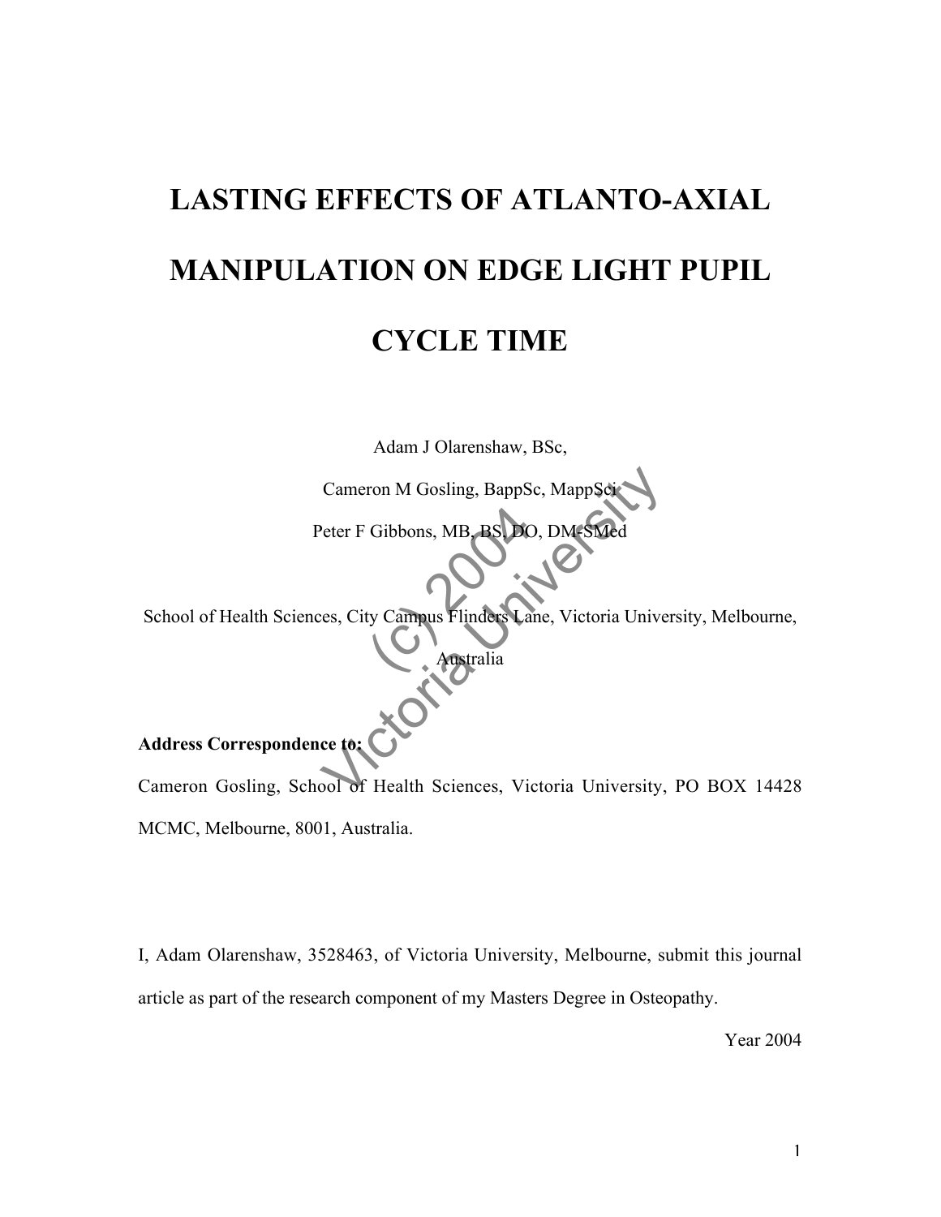# LASTING EFFECTS OF ATLANTO-AXIAL MANIPULATION ON EDGE LIGHT PUPIL CYCLE TIME

Adam J Olarenshaw, BSc,

Cameron M Gosling, BappSc, MappSci

Peter F Gibbons, MB, BS, DO, DM-SMed

School of Health Sciences, City Campus Flinders Lane, Victoria University, Melbourne, Australia

**Address Correspondence to:**

Cameron Gosling, School of Health Sciences, Victoria University, PO BOX 14428 MCMC, Melbourne, 8001, Australia.

I, Adam Olarenshaw, 3528463, of Victoria University, Melbourne, submit this journal article as part of the research component of my Masters Degree in Osteopathy.

Year 2004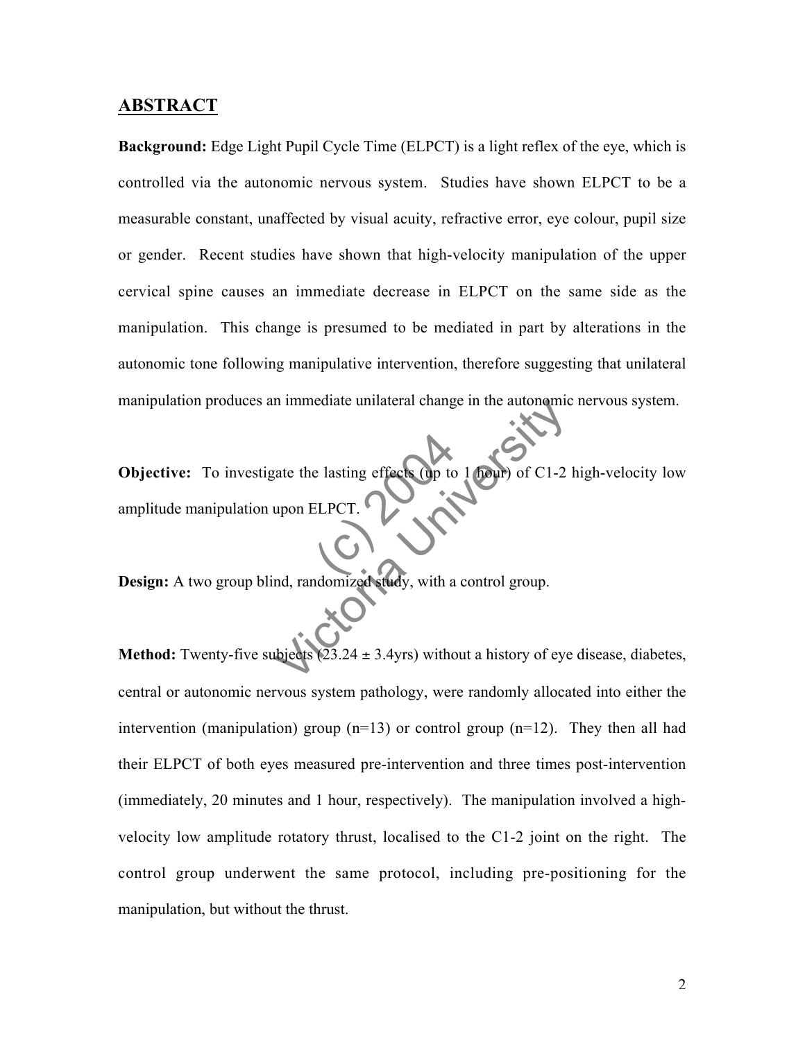## ABSTRACT

**Background:** Edge Light Pupil Cycle Time (ELPCT) is a light reflex of the eye, which is controlled via the autonomic nervous system. Studies have shown ELPCT to be a measurable constant, unaffected by visual acuity, refractive error, eye colour, pupil size or gender. Recent studies have shown that high-velocity manipulation of the upper cervical spine causes an immediate decrease in ELPCT on the same side as the manipulation. This change is presumed to be mediated in part by alterations in the autonomic tone following manipulative intervention, therefore suggesting that unilateral manipulation produces an immediate unilateral change in the autonomic nervous system.

**Objective:** To investigate the lasting effects (up to 1 hour) of C1-2 high-velocity low amplitude manipulation upon ELPCT.

**Design:** A two group blind, randomized study, with a control group.

**Method:** Twenty-five subjects (23.24 ± 3.4yrs) without a history of eye disease, diabetes, central or autonomic nervous system pathology, were randomly allocated into either the intervention (manipulation) group (n=13) or control group (n=12). They then all had their ELPCT of both eyes measured pre-intervention and three times post-intervention (immediately, 20 minutes and 1 hour, respectively). The manipulation involved a high-velocity low amplitude rotatory thrust, localised to the C1-2 joint on the right. The control group underwent the same protocol, including pre-positioning for the manipulation, but without the thrust.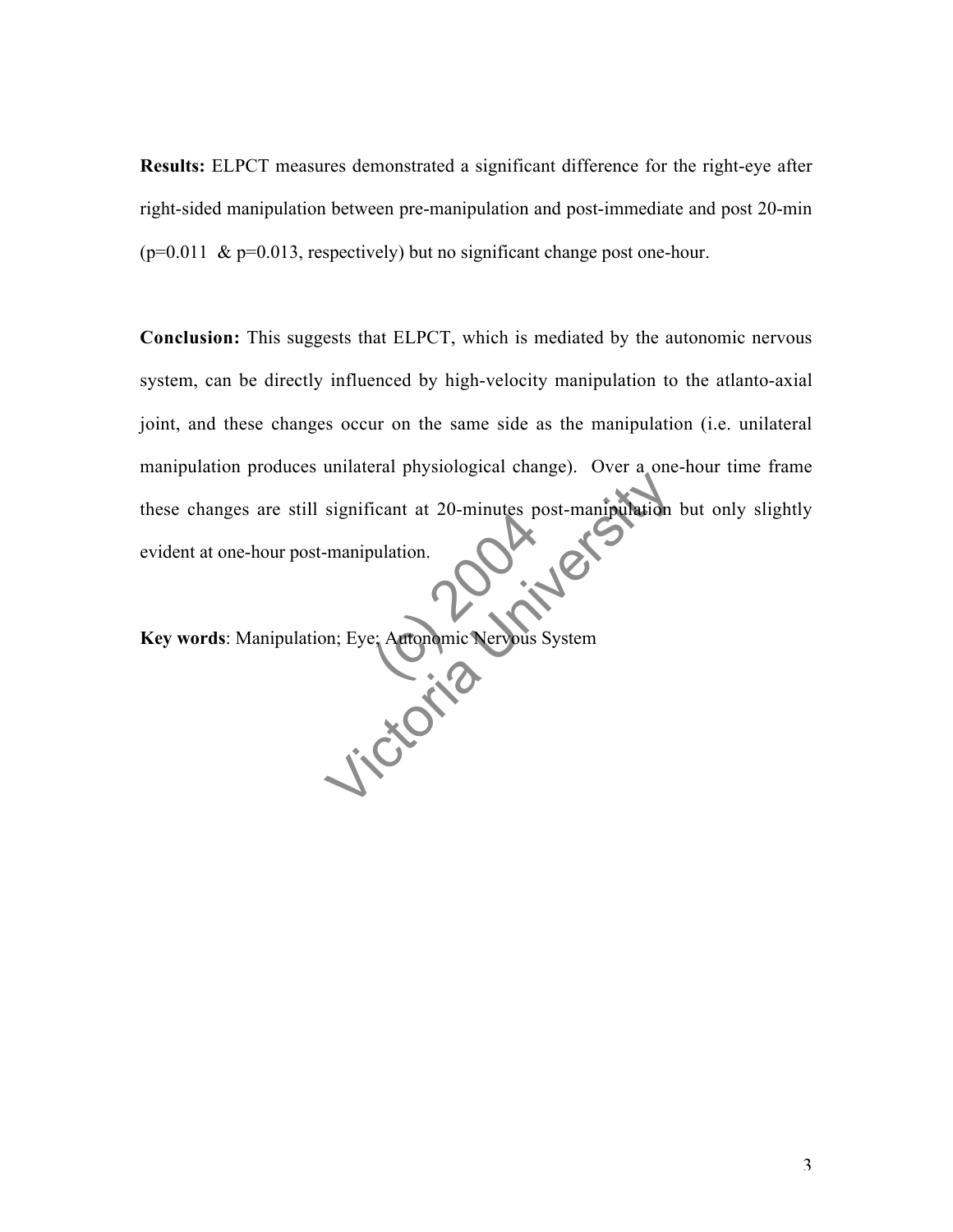**Results:** ELPCT measures demonstrated a significant difference for the right-eye after right-sided manipulation between pre-manipulation and post-immediate and post 20-min ($p=0.011$ & $p=0.013$, respectively) but no significant change post one-hour.

**Conclusion:** This suggests that ELPCT, which is mediated by the autonomic nervous system, can be directly influenced by high-velocity manipulation to the atlanto-axial joint, and these changes occur on the same side as the manipulation (i.e. unilateral manipulation produces unilateral physiological change). Over a one-hour time frame these changes are still significant at 20-minutes post-manipulation but only slightly evident at one-hour post-manipulation.

**Key words**: Manipulation; Eye; Autonomic Nervous System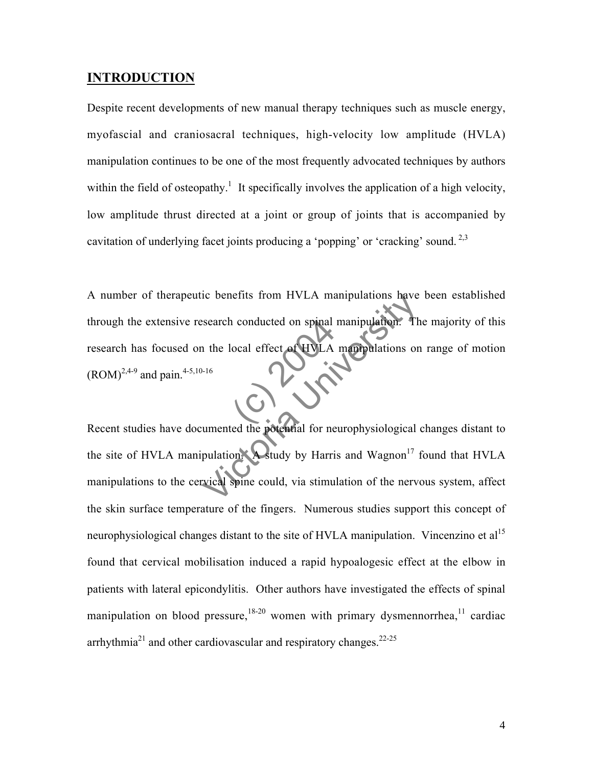## INTRODUCTION

Despite recent developments of new manual therapy techniques such as muscle energy, myofascial and craniosacral techniques, high-velocity low amplitude (HVLA) manipulation continues to be one of the most frequently advocated techniques by authors within the field of osteopathy.[1] It specifically involves the application of a high velocity, low amplitude thrust directed at a joint or group of joints that is accompanied by cavitation of underlying facet joints producing a 'popping' or 'cracking' sound.[2,3]

A number of therapeutic benefits from HVLA manipulations have been established through the extensive research conducted on spinal manipulation. The majority of this research has focused on the local effect of HVLA manipulations on range of motion (ROM)[2,4-9] and pain.[4-5,10-16]

Recent studies have documented the potential for neurophysiological changes distant to the site of HVLA manipulation. A study by Harris and Wagnon[17] found that HVLA manipulations to the cervical spine could, via stimulation of the nervous system, affect the skin surface temperature of the fingers. Numerous studies support this concept of neurophysiological changes distant to the site of HVLA manipulation. Vincenzino et al[15] found that cervical mobilisation induced a rapid hypoalogesic effect at the elbow in patients with lateral epicondylitis. Other authors have investigated the effects of spinal manipulation on blood pressure,[18-20] women with primary dysmennorrhea,[11] cardiac arrhythmia[21] and other cardiovascular and respiratory changes.[22-25]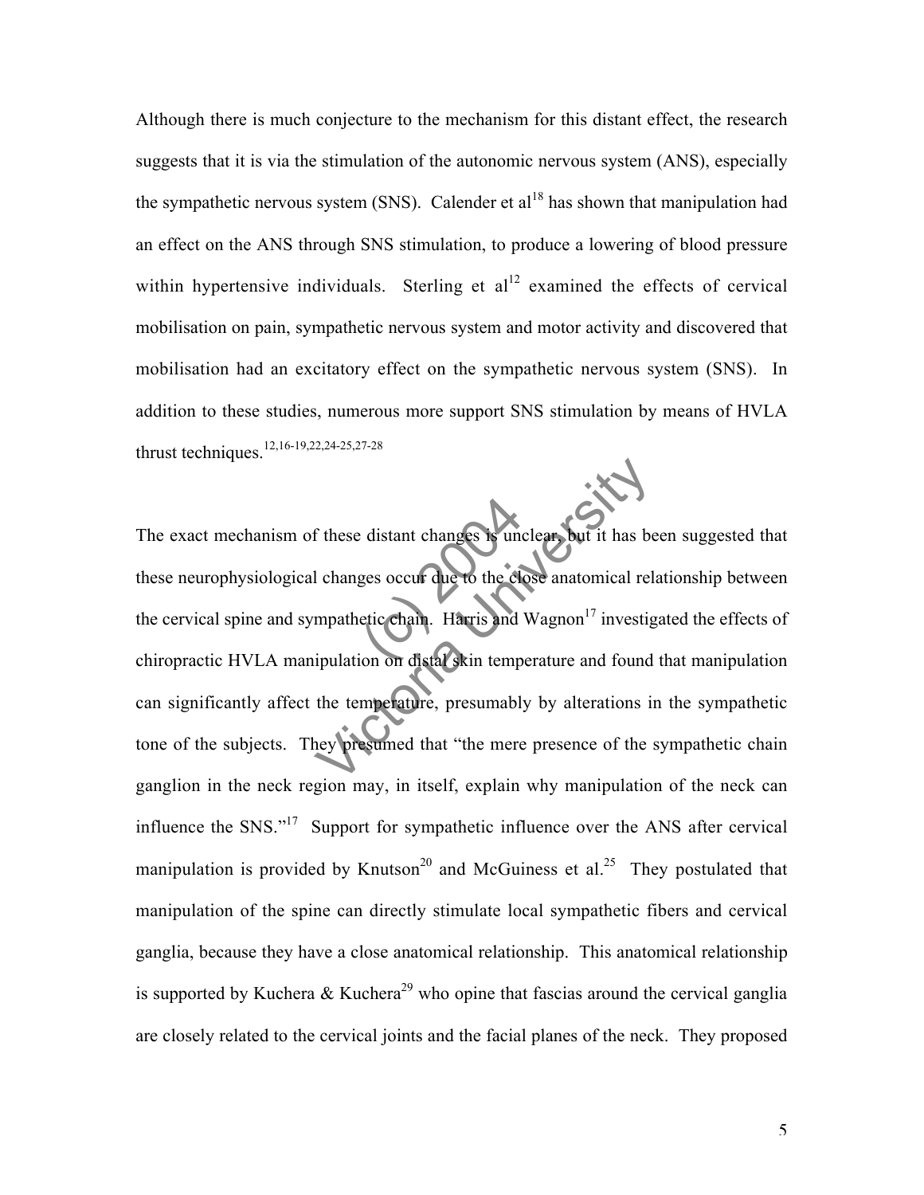Although there is much conjecture to the mechanism for this distant effect, the research suggests that it is via the stimulation of the autonomic nervous system (ANS), especially the sympathetic nervous system (SNS). Calender et al[18] has shown that manipulation had an effect on the ANS through SNS stimulation, to produce a lowering of blood pressure within hypertensive individuals. Sterling et al[12] examined the effects of cervical mobilisation on pain, sympathetic nervous system and motor activity and discovered that mobilisation had an excitatory effect on the sympathetic nervous system (SNS). In addition to these studies, numerous more support SNS stimulation by means of HVLA thrust techniques.[12,16-19,22,24-25,27-28]

The exact mechanism of these distant changes is unclear, but it has been suggested that these neurophysiological changes occur due to the close anatomical relationship between the cervical spine and sympathetic chain. Harris and Wagnon[17] investigated the effects of chiropractic HVLA manipulation on distal skin temperature and found that manipulation can significantly affect the temperature, presumably by alterations in the sympathetic tone of the subjects. They presumed that "the mere presence of the sympathetic chain ganglion in the neck region may, in itself, explain why manipulation of the neck can influence the SNS."[17] Support for sympathetic influence over the ANS after cervical manipulation is provided by Knutson[20] and McGuiness et al.[25] They postulated that manipulation of the spine can directly stimulate local sympathetic fibers and cervical ganglia, because they have a close anatomical relationship. This anatomical relationship is supported by Kuchera & Kuchera[29] who opine that fascias around the cervical ganglia are closely related to the cervical joints and the facial planes of the neck. They proposed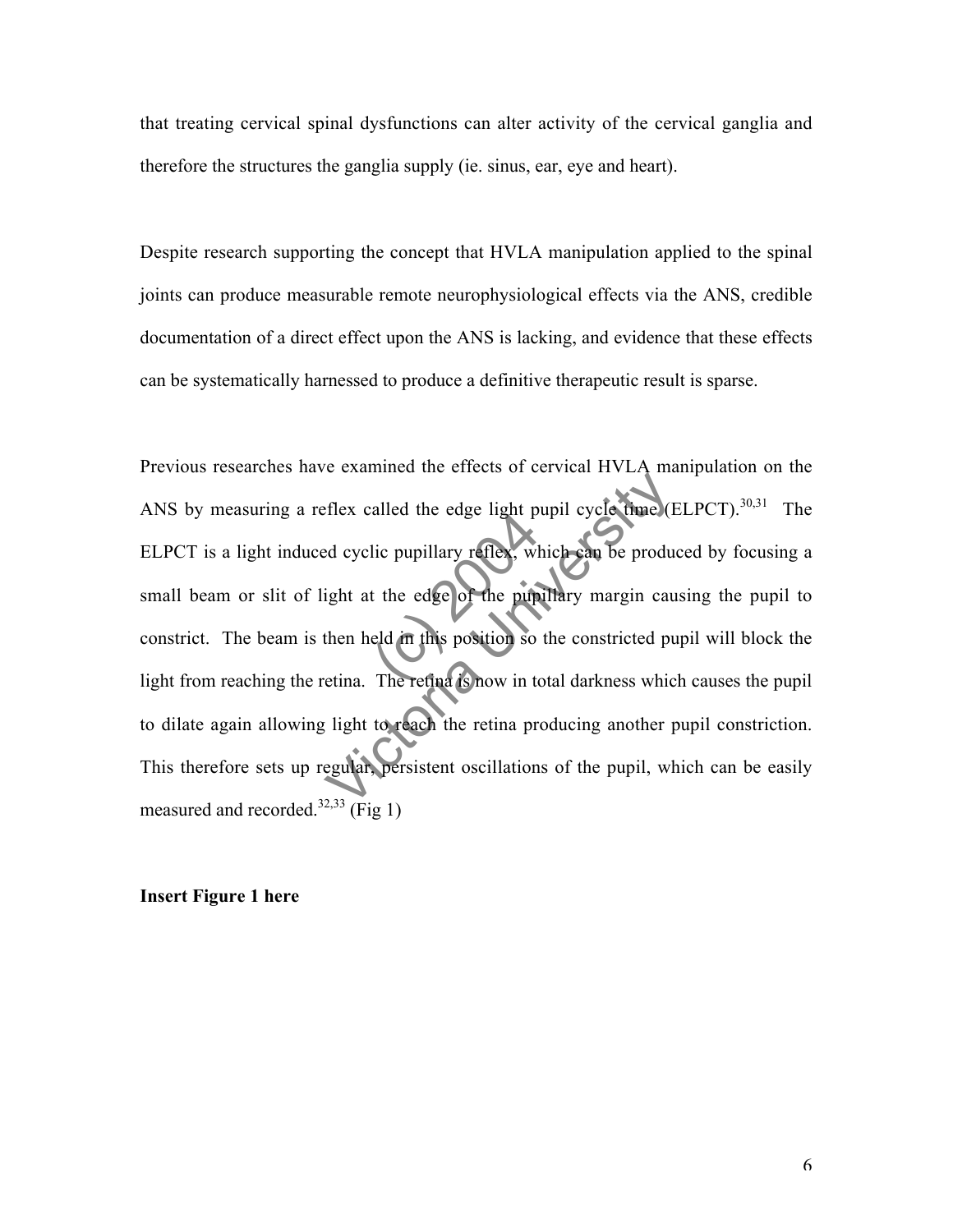that treating cervical spinal dysfunctions can alter activity of the cervical ganglia and therefore the structures the ganglia supply (ie. sinus, ear, eye and heart).

Despite research supporting the concept that HVLA manipulation applied to the spinal joints can produce measurable remote neurophysiological effects via the ANS, credible documentation of a direct effect upon the ANS is lacking, and evidence that these effects can be systematically harnessed to produce a definitive therapeutic result is sparse.

Previous researches have examined the effects of cervical HVLA manipulation on the ANS by measuring a reflex called the edge light pupil cycle time (ELPCT).[30,31] The ELPCT is a light induced cyclic pupillary reflex, which can be produced by focusing a small beam or slit of light at the edge of the pupillary margin causing the pupil to constrict. The beam is then held in this position so the constricted pupil will block the light from reaching the retina. The retina is now in total darkness which causes the pupil to dilate again allowing light to reach the retina producing another pupil constriction. This therefore sets up regular, persistent oscillations of the pupil, which can be easily measured and recorded.[32,33] (Fig 1)

**Insert Figure 1 here**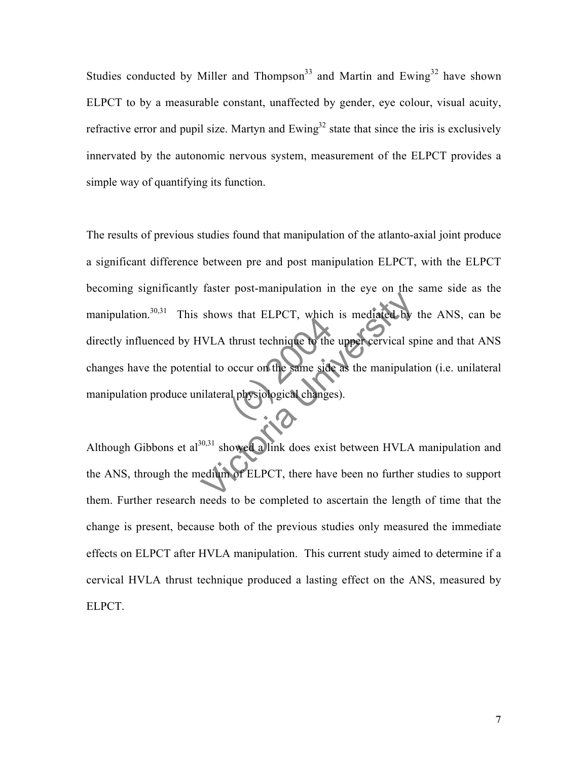Studies conducted by Miller and Thompson[33] and Martin and Ewing[32] have shown ELPCT to by a measurable constant, unaffected by gender, eye colour, visual acuity, refractive error and pupil size. Martyn and Ewing[32] state that since the iris is exclusively innervated by the autonomic nervous system, measurement of the ELPCT provides a simple way of quantifying its function.

The results of previous studies found that manipulation of the atlanto-axial joint produce a significant difference between pre and post manipulation ELPCT, with the ELPCT becoming significantly faster post-manipulation in the eye on the same side as the manipulation.[30,31] This shows that ELPCT, which is mediated by the ANS, can be directly influenced by HVLA thrust technique to the upper cervical spine and that ANS changes have the potential to occur on the same side as the manipulation (i.e. unilateral manipulation produce unilateral physiological changes).

Although Gibbons et al[30,31] showed a link does exist between HVLA manipulation and the ANS, through the medium of ELPCT, there have been no further studies to support them. Further research needs to be completed to ascertain the length of time that the change is present, because both of the previous studies only measured the immediate effects on ELPCT after HVLA manipulation. This current study aimed to determine if a cervical HVLA thrust technique produced a lasting effect on the ANS, measured by ELPCT.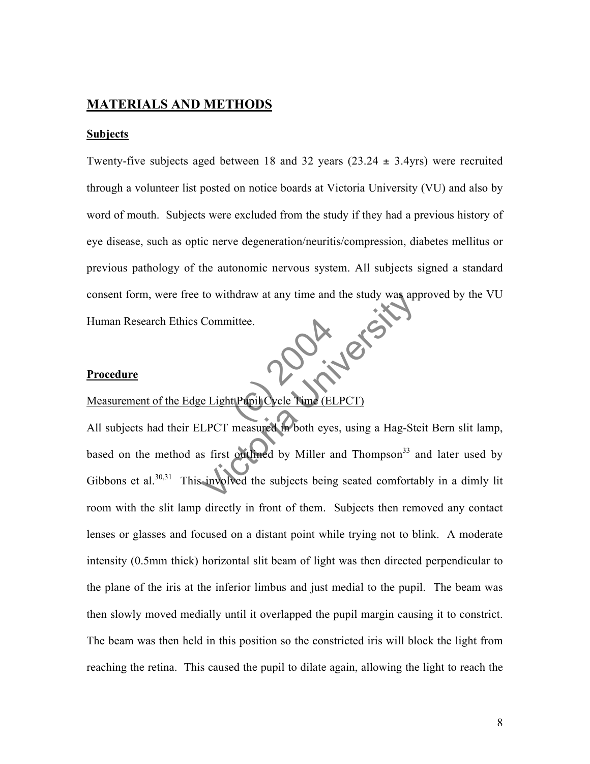## MATERIALS AND METHODS

### Subjects

Twenty-five subjects aged between 18 and 32 years (23.24 ± 3.4yrs) were recruited through a volunteer list posted on notice boards at Victoria University (VU) and also by word of mouth. Subjects were excluded from the study if they had a previous history of eye disease, such as optic nerve degeneration/neuritis/compression, diabetes mellitus or previous pathology of the autonomic nervous system. All subjects signed a standard consent form, were free to withdraw at any time and the study was approved by the VU Human Research Ethics Committee.

### Procedure

#### Measurement of the Edge Light Pupil Cycle Time (ELPCT)

All subjects had their ELPCT measured in both eyes, using a Hag-Steit Bern slit lamp, based on the method as first outlined by Miller and Thompson[33] and later used by Gibbons et al.[30,31] This involved the subjects being seated comfortably in a dimly lit room with the slit lamp directly in front of them. Subjects then removed any contact lenses or glasses and focused on a distant point while trying not to blink. A moderate intensity (0.5mm thick) horizontal slit beam of light was then directed perpendicular to the plane of the iris at the inferior limbus and just medial to the pupil. The beam was then slowly moved medially until it overlapped the pupil margin causing it to constrict. The beam was then held in this position so the constricted iris will block the light from reaching the retina. This caused the pupil to dilate again, allowing the light to reach the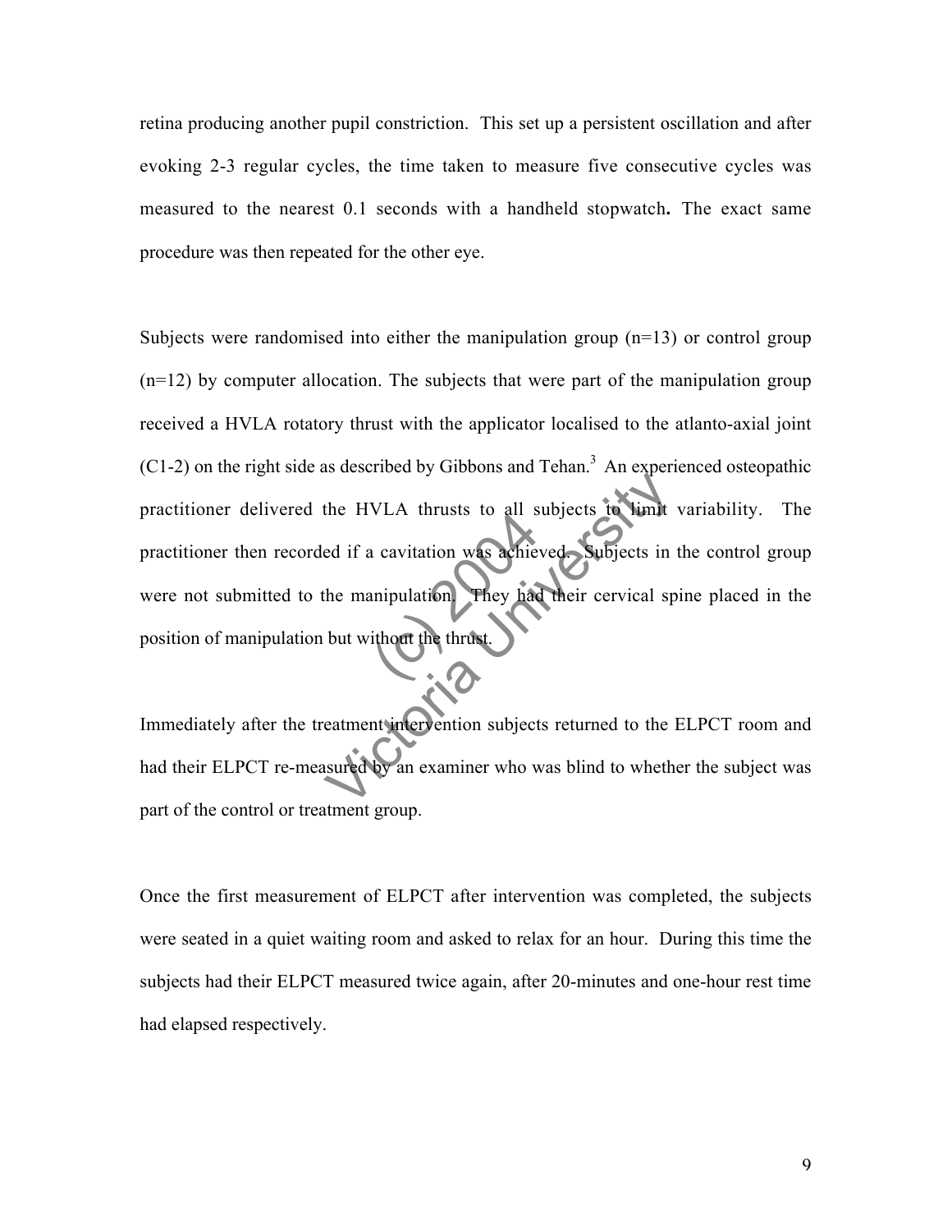retina producing another pupil constriction. This set up a persistent oscillation and after evoking 2-3 regular cycles, the time taken to measure five consecutive cycles was measured to the nearest 0.1 seconds with a handheld stopwatch**.** The exact same procedure was then repeated for the other eye.

Subjects were randomised into either the manipulation group (n=13) or control group (n=12) by computer allocation. The subjects that were part of the manipulation group received a HVLA rotatory thrust with the applicator localised to the atlanto-axial joint (C1-2) on the right side as described by Gibbons and Tehan.[3] An experienced osteopathic practitioner delivered the HVLA thrusts to all subjects to limit variability. The practitioner then recorded if a cavitation was achieved. Subjects in the control group were not submitted to the manipulation. They had their cervical spine placed in the position of manipulation but without the thrust.

Immediately after the treatment intervention subjects returned to the ELPCT room and had their ELPCT re-measured by an examiner who was blind to whether the subject was part of the control or treatment group.

Once the first measurement of ELPCT after intervention was completed, the subjects were seated in a quiet waiting room and asked to relax for an hour. During this time the subjects had their ELPCT measured twice again, after 20-minutes and one-hour rest time had elapsed respectively.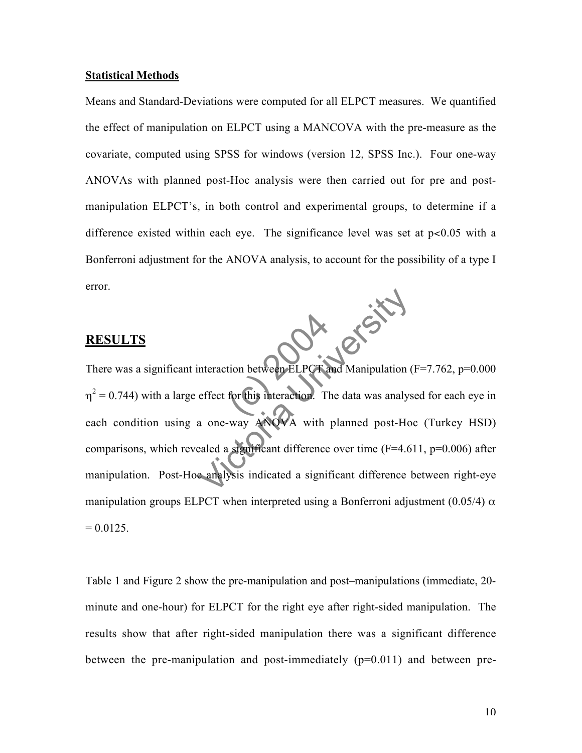**Statistical Methods**

Means and Standard-Deviations were computed for all ELPCT measures. We quantified the effect of manipulation on ELPCT using a MANCOVA with the pre-measure as the covariate, computed using SPSS for windows (version 12, SPSS Inc.). Four one-way ANOVAs with planned post-Hoc analysis were then carried out for pre and post-manipulation ELPCT's, in both control and experimental groups, to determine if a difference existed within each eye. The significance level was set at $p<0.05$ with a Bonferroni adjustment for the ANOVA analysis, to account for the possibility of a type I error.

## RESULTS

There was a significant interaction between ELPCT and Manipulation ($F=7.762$, $p=0.000$ $\eta^2 = 0.744$) with a large effect for this interaction. The data was analysed for each eye in each condition using a one-way ANOVA with planned post-Hoc (Turkey HSD) comparisons, which revealed a significant difference over time ($F=4.611$, $p=0.006$) after manipulation. Post-Hoc analysis indicated a significant difference between right-eye manipulation groups ELPCT when interpreted using a Bonferroni adjustment (0.05/4) $\alpha = 0.0125$.

Table 1 and Figure 2 show the pre-manipulation and post–manipulations (immediate, 20-minute and one-hour) for ELPCT for the right eye after right-sided manipulation. The results show that after right-sided manipulation there was a significant difference between the pre-manipulation and post-immediately ($p=0.011$) and between pre-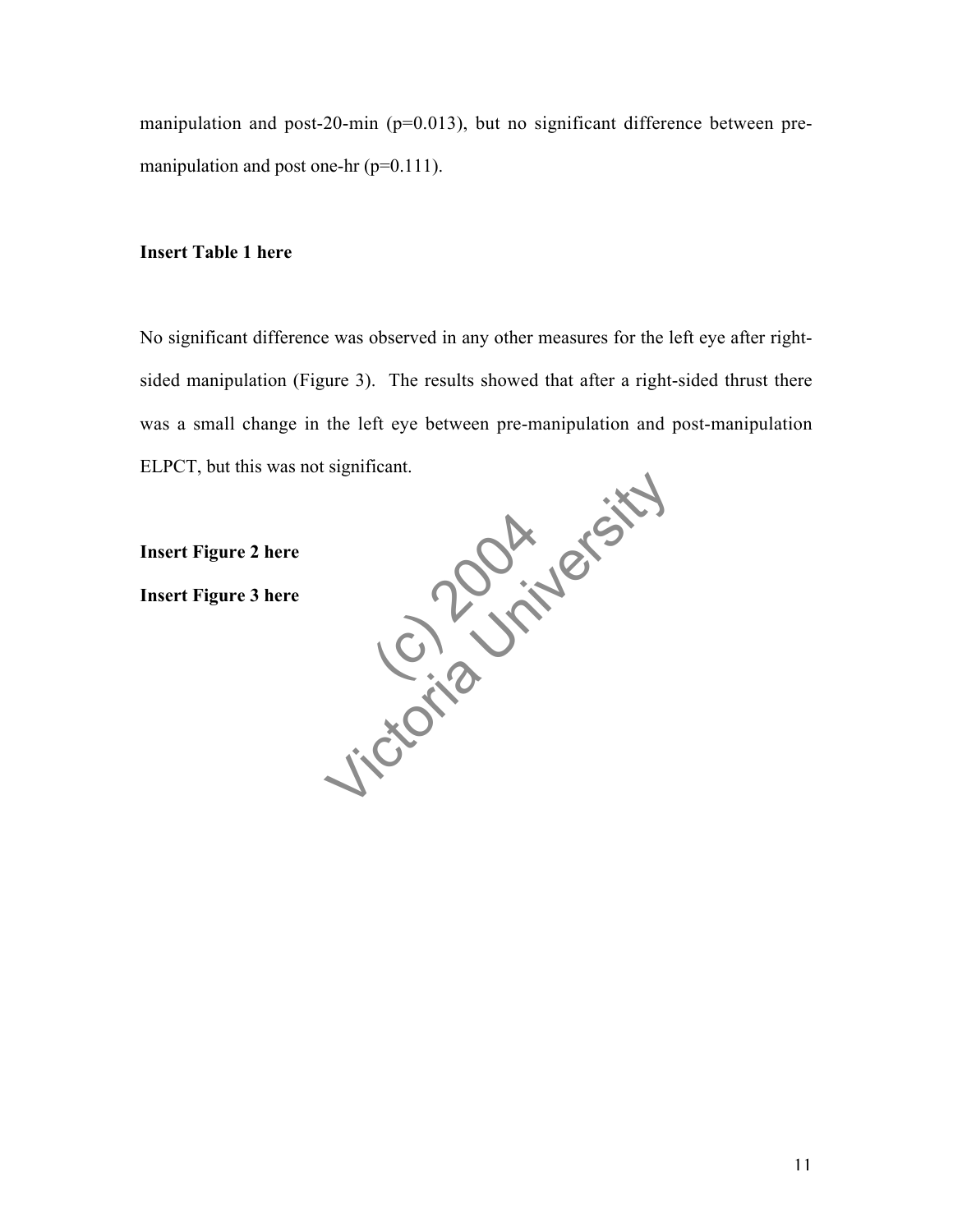manipulation and post-20-min ($p=0.013$), but no significant difference between pre-manipulation and post one-hr ($p=0.111$).

**Insert Table 1 here**

No significant difference was observed in any other measures for the left eye after right-sided manipulation (Figure 3). The results showed that after a right-sided thrust there was a small change in the left eye between pre-manipulation and post-manipulation ELPCT, but this was not significant.

**Insert Figure 2 here**

**Insert Figure 3 here**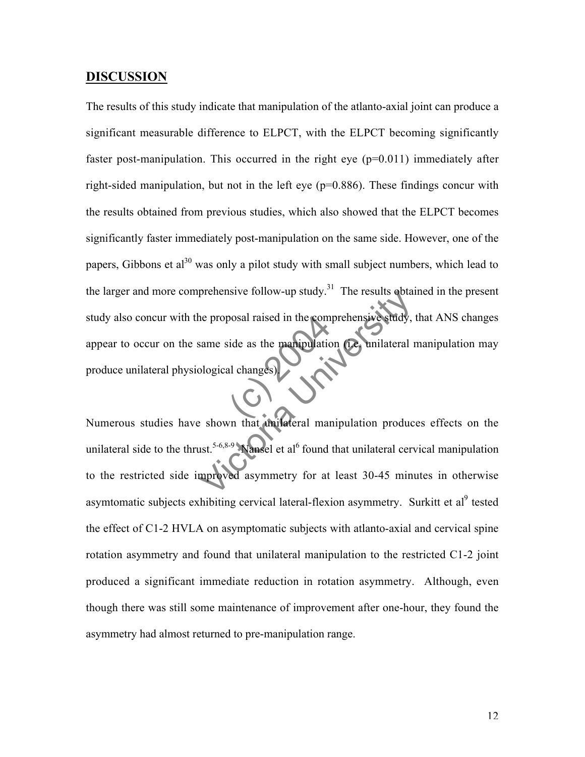## DISCUSSION

The results of this study indicate that manipulation of the atlanto-axial joint can produce a significant measurable difference to ELPCT, with the ELPCT becoming significantly faster post-manipulation. This occurred in the right eye (p=0.011) immediately after right-sided manipulation, but not in the left eye (p=0.886). These findings concur with the results obtained from previous studies, which also showed that the ELPCT becomes significantly faster immediately post-manipulation on the same side. However, one of the papers, Gibbons et al[30] was only a pilot study with small subject numbers, which lead to the larger and more comprehensive follow-up study.[31] The results obtained in the present study also concur with the proposal raised in the comprehensive study, that ANS changes appear to occur on the same side as the manipulation (i.e. unilateral manipulation may produce unilateral physiological changes).

Numerous studies have shown that unilateral manipulation produces effects on the unilateral side to the thrust.[5-6,8-9] Nansel et al[6] found that unilateral cervical manipulation to the restricted side improved asymmetry for at least 30-45 minutes in otherwise asymtomatic subjects exhibiting cervical lateral-flexion asymmetry. Surkitt et al[9] tested the effect of C1-2 HVLA on asymptomatic subjects with atlanto-axial and cervical spine rotation asymmetry and found that unilateral manipulation to the restricted C1-2 joint produced a significant immediate reduction in rotation asymmetry. Although, even though there was still some maintenance of improvement after one-hour, they found the asymmetry had almost returned to pre-manipulation range.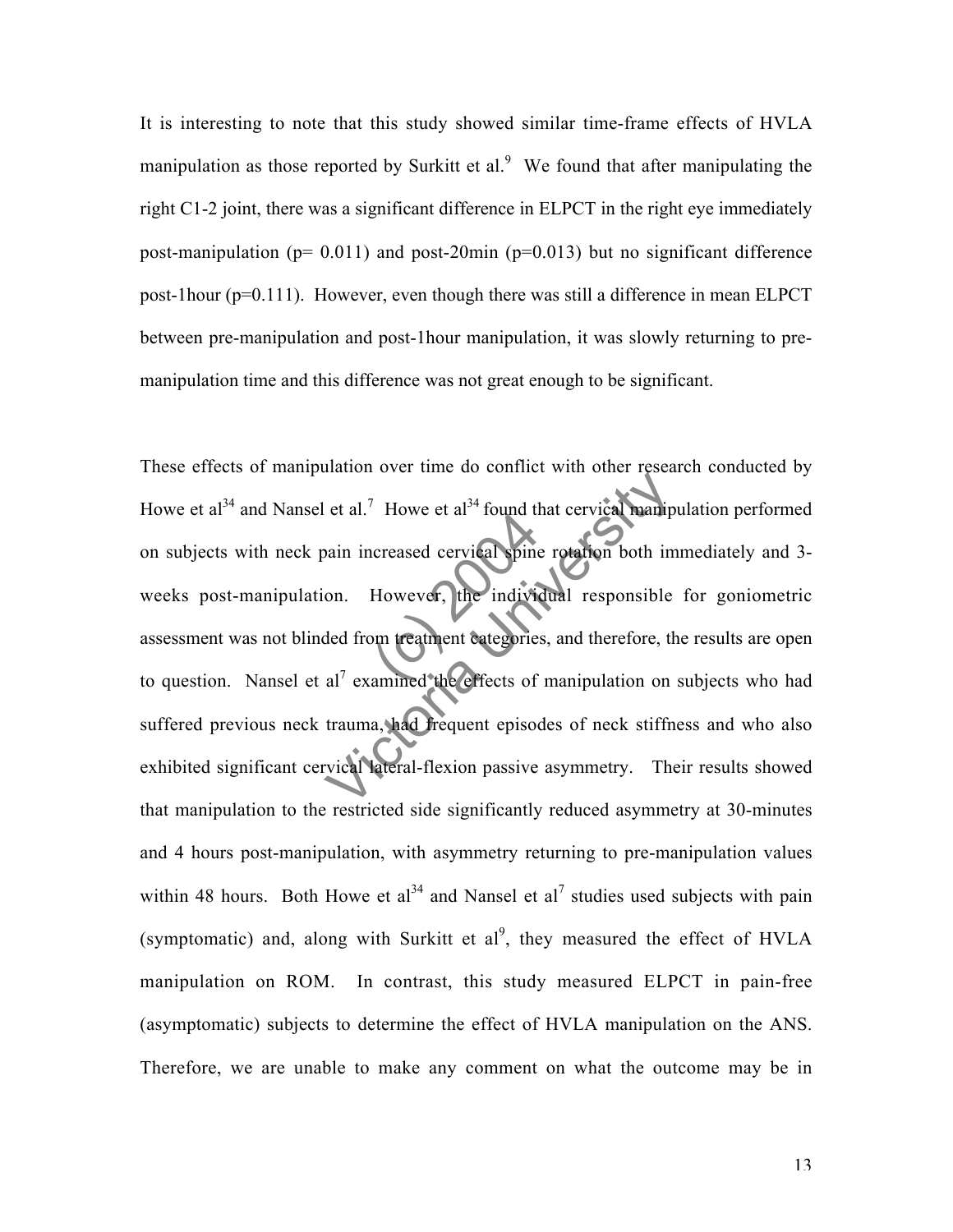It is interesting to note that this study showed similar time-frame effects of HVLA manipulation as those reported by Surkitt et al.[9] We found that after manipulating the right C1-2 joint, there was a significant difference in ELPCT in the right eye immediately post-manipulation ($p = 0.011$) and post-20min ($p = 0.013$) but no significant difference post-1hour ($p = 0.111$). However, even though there was still a difference in mean ELPCT between pre-manipulation and post-1hour manipulation, it was slowly returning to pre-manipulation time and this difference was not great enough to be significant.

These effects of manipulation over time do conflict with other research conducted by Howe et al[34] and Nansel et al.[7] Howe et al[34] found that cervical manipulation performed on subjects with neck pain increased cervical spine rotation both immediately and 3-weeks post-manipulation. However, the individual responsible for goniometric assessment was not blinded from treatment categories, and therefore, the results are open to question. Nansel et al[7] examined the effects of manipulation on subjects who had suffered previous neck trauma, had frequent episodes of neck stiffness and who also exhibited significant cervical lateral-flexion passive asymmetry. Their results showed that manipulation to the restricted side significantly reduced asymmetry at 30-minutes and 4 hours post-manipulation, with asymmetry returning to pre-manipulation values within 48 hours. Both Howe et al[34] and Nansel et al[7] studies used subjects with pain (symptomatic) and, along with Surkitt et al[9], they measured the effect of HVLA manipulation on ROM. In contrast, this study measured ELPCT in pain-free (asymptomatic) subjects to determine the effect of HVLA manipulation on the ANS. Therefore, we are unable to make any comment on what the outcome may be in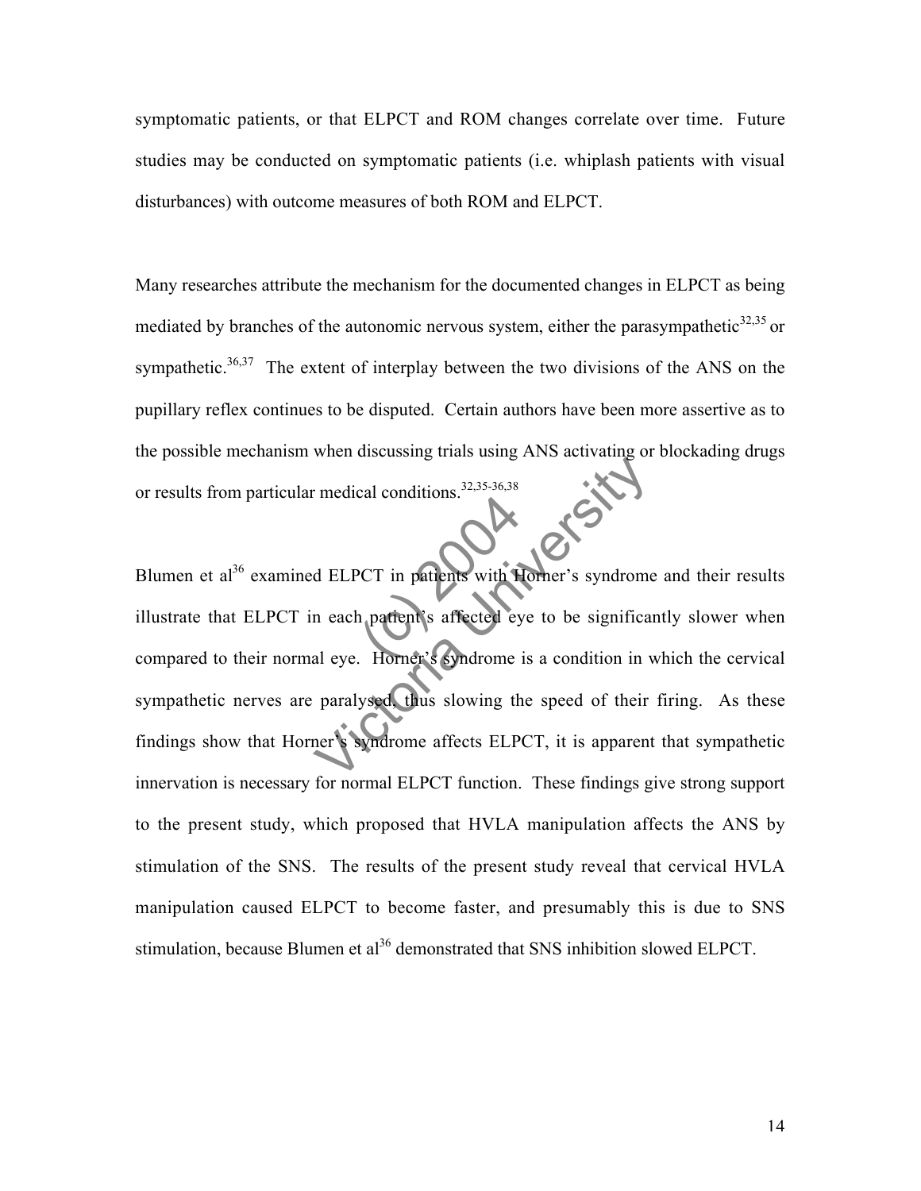symptomatic patients, or that ELPCT and ROM changes correlate over time. Future studies may be conducted on symptomatic patients (i.e. whiplash patients with visual disturbances) with outcome measures of both ROM and ELPCT.

Many researches attribute the mechanism for the documented changes in ELPCT as being mediated by branches of the autonomic nervous system, either the parasympathetic[32,35] or sympathetic.[36,37] The extent of interplay between the two divisions of the ANS on the pupillary reflex continues to be disputed. Certain authors have been more assertive as to the possible mechanism when discussing trials using ANS activating or blockading drugs or results from particular medical conditions.[32,35-36,38]

Blumen et al[36] examined ELPCT in patients with Horner's syndrome and their results illustrate that ELPCT in each patient's affected eye to be significantly slower when compared to their normal eye. Horner's syndrome is a condition in which the cervical sympathetic nerves are paralysed, thus slowing the speed of their firing. As these findings show that Horner's syndrome affects ELPCT, it is apparent that sympathetic innervation is necessary for normal ELPCT function. These findings give strong support to the present study, which proposed that HVLA manipulation affects the ANS by stimulation of the SNS. The results of the present study reveal that cervical HVLA manipulation caused ELPCT to become faster, and presumably this is due to SNS stimulation, because Blumen et al[36] demonstrated that SNS inhibition slowed ELPCT.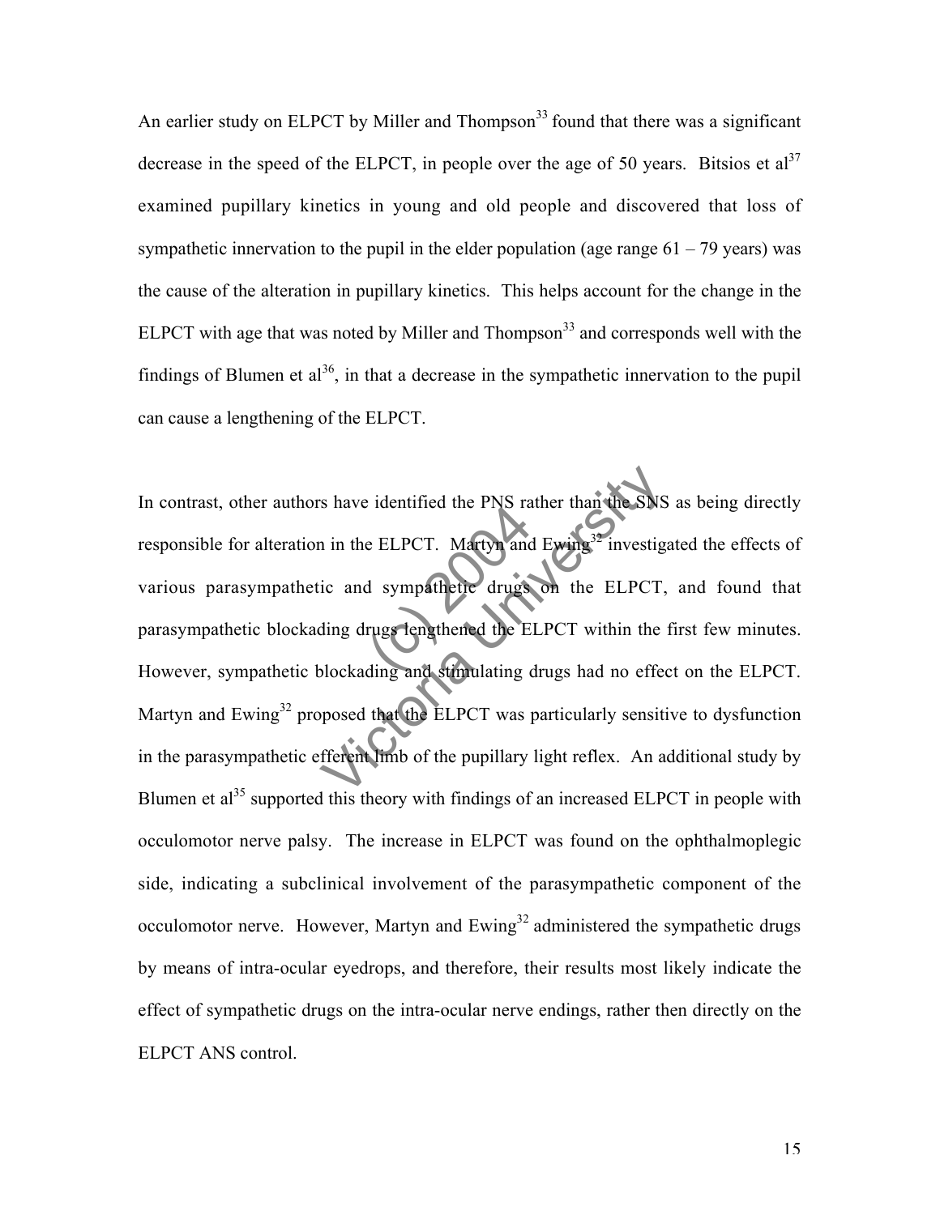An earlier study on ELPCT by Miller and Thompson[33] found that there was a significant decrease in the speed of the ELPCT, in people over the age of 50 years. Bitsios et al[37] examined pupillary kinetics in young and old people and discovered that loss of sympathetic innervation to the pupil in the elder population (age range 61 – 79 years) was the cause of the alteration in pupillary kinetics. This helps account for the change in the ELPCT with age that was noted by Miller and Thompson[33] and corresponds well with the findings of Blumen et al[36], in that a decrease in the sympathetic innervation to the pupil can cause a lengthening of the ELPCT.

In contrast, other authors have identified the PNS rather than the SNS as being directly responsible for alteration in the ELPCT. Martyn and Ewing[32] investigated the effects of various parasympathetic and sympathetic drugs on the ELPCT, and found that parasympathetic blockading drugs lengthened the ELPCT within the first few minutes. However, sympathetic blockading and stimulating drugs had no effect on the ELPCT. Martyn and Ewing[32] proposed that the ELPCT was particularly sensitive to dysfunction in the parasympathetic efferent limb of the pupillary light reflex. An additional study by Blumen et al[35] supported this theory with findings of an increased ELPCT in people with occulomotor nerve palsy. The increase in ELPCT was found on the ophthalmoplegic side, indicating a subclinical involvement of the parasympathetic component of the occulomotor nerve. However, Martyn and Ewing[32] administered the sympathetic drugs by means of intra-ocular eyedrops, and therefore, their results most likely indicate the effect of sympathetic drugs on the intra-ocular nerve endings, rather then directly on the ELPCT ANS control.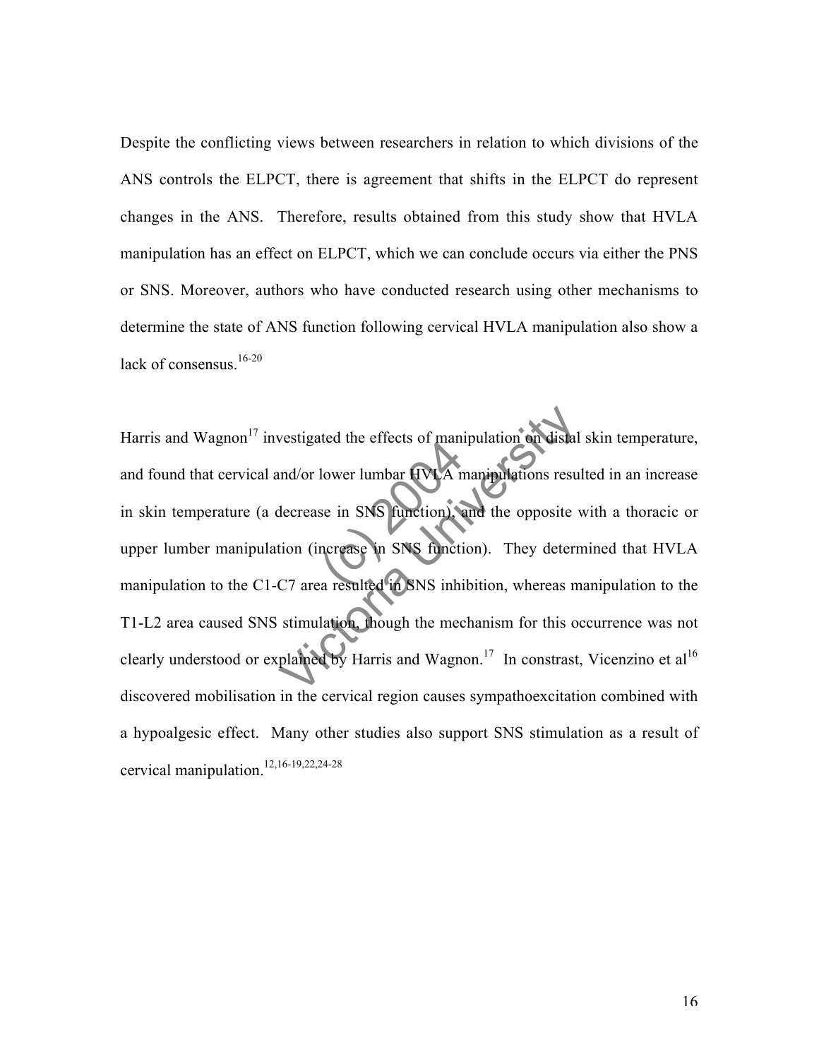Despite the conflicting views between researchers in relation to which divisions of the ANS controls the ELPCT, there is agreement that shifts in the ELPCT do represent changes in the ANS. Therefore, results obtained from this study show that HVLA manipulation has an effect on ELPCT, which we can conclude occurs via either the PNS or SNS. Moreover, authors who have conducted research using other mechanisms to determine the state of ANS function following cervical HVLA manipulation also show a lack of consensus.[16-20]

Harris and Wagnon[17] investigated the effects of manipulation on distal skin temperature, and found that cervical and/or lower lumbar HVLA manipulations resulted in an increase in skin temperature (a decrease in SNS function), and the opposite with a thoracic or upper lumber manipulation (increase in SNS function). They determined that HVLA manipulation to the C1-C7 area resulted in SNS inhibition, whereas manipulation to the T1-L2 area caused SNS stimulation, though the mechanism for this occurrence was not clearly understood or explained by Harris and Wagnon.[17] In constrast, Vicenzino et al[16] discovered mobilisation in the cervical region causes sympathoexcitation combined with a hypoalgesic effect. Many other studies also support SNS stimulation as a result of cervical manipulation.[12,16-19,22,24-28]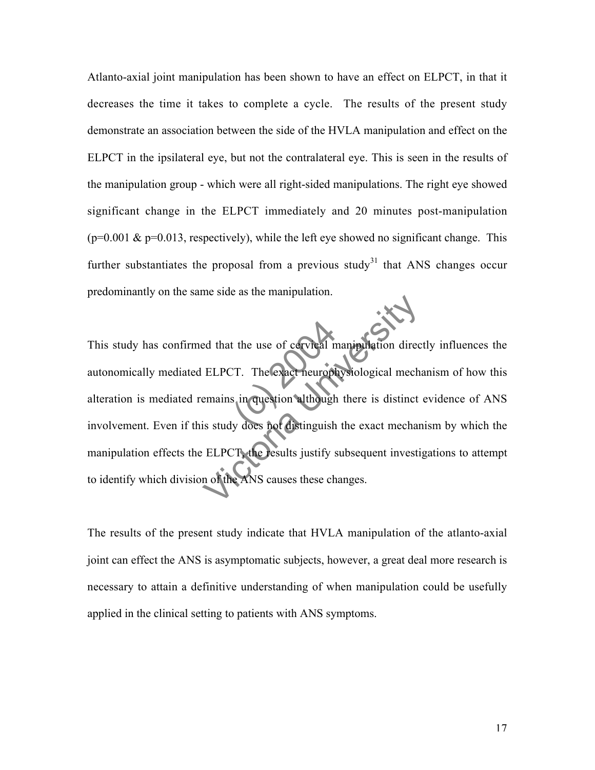Atlanto-axial joint manipulation has been shown to have an effect on ELPCT, in that it decreases the time it takes to complete a cycle. The results of the present study demonstrate an association between the side of the HVLA manipulation and effect on the ELPCT in the ipsilateral eye, but not the contralateral eye. This is seen in the results of the manipulation group - which were all right-sided manipulations. The right eye showed significant change in the ELPCT immediately and 20 minutes post-manipulation ($p=0.001$ & $p=0.013$, respectively), while the left eye showed no significant change. This further substantiates the proposal from a previous study[31] that ANS changes occur predominantly on the same side as the manipulation.

This study has confirmed that the use of cervical manipulation directly influences the autonomically mediated ELPCT. The exact neurophysiological mechanism of how this alteration is mediated remains in question although there is distinct evidence of ANS involvement. Even if this study does not distinguish the exact mechanism by which the manipulation effects the ELPCT, the results justify subsequent investigations to attempt to identify which division of the ANS causes these changes.

The results of the present study indicate that HVLA manipulation of the atlanto-axial joint can effect the ANS is asymptomatic subjects, however, a great deal more research is necessary to attain a definitive understanding of when manipulation could be usefully applied in the clinical setting to patients with ANS symptoms.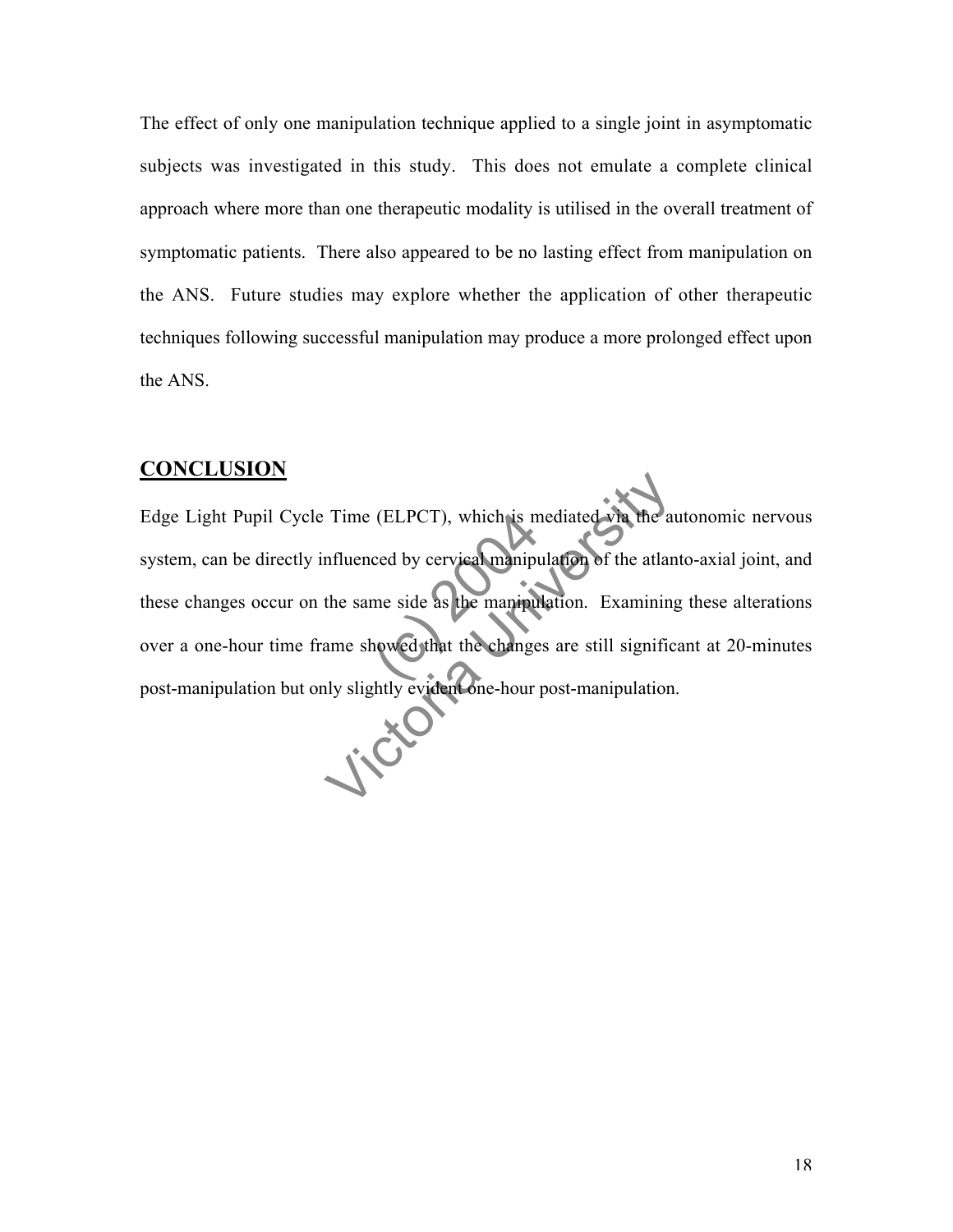The effect of only one manipulation technique applied to a single joint in asymptomatic subjects was investigated in this study. This does not emulate a complete clinical approach where more than one therapeutic modality is utilised in the overall treatment of symptomatic patients. There also appeared to be no lasting effect from manipulation on the ANS. Future studies may explore whether the application of other therapeutic techniques following successful manipulation may produce a more prolonged effect upon the ANS.

## CONCLUSION

Edge Light Pupil Cycle Time (ELPCT), which is mediated via the autonomic nervous system, can be directly influenced by cervical manipulation of the atlanto-axial joint, and these changes occur on the same side as the manipulation. Examining these alterations over a one-hour time frame showed that the changes are still significant at 20-minutes post-manipulation but only slightly evident one-hour post-manipulation.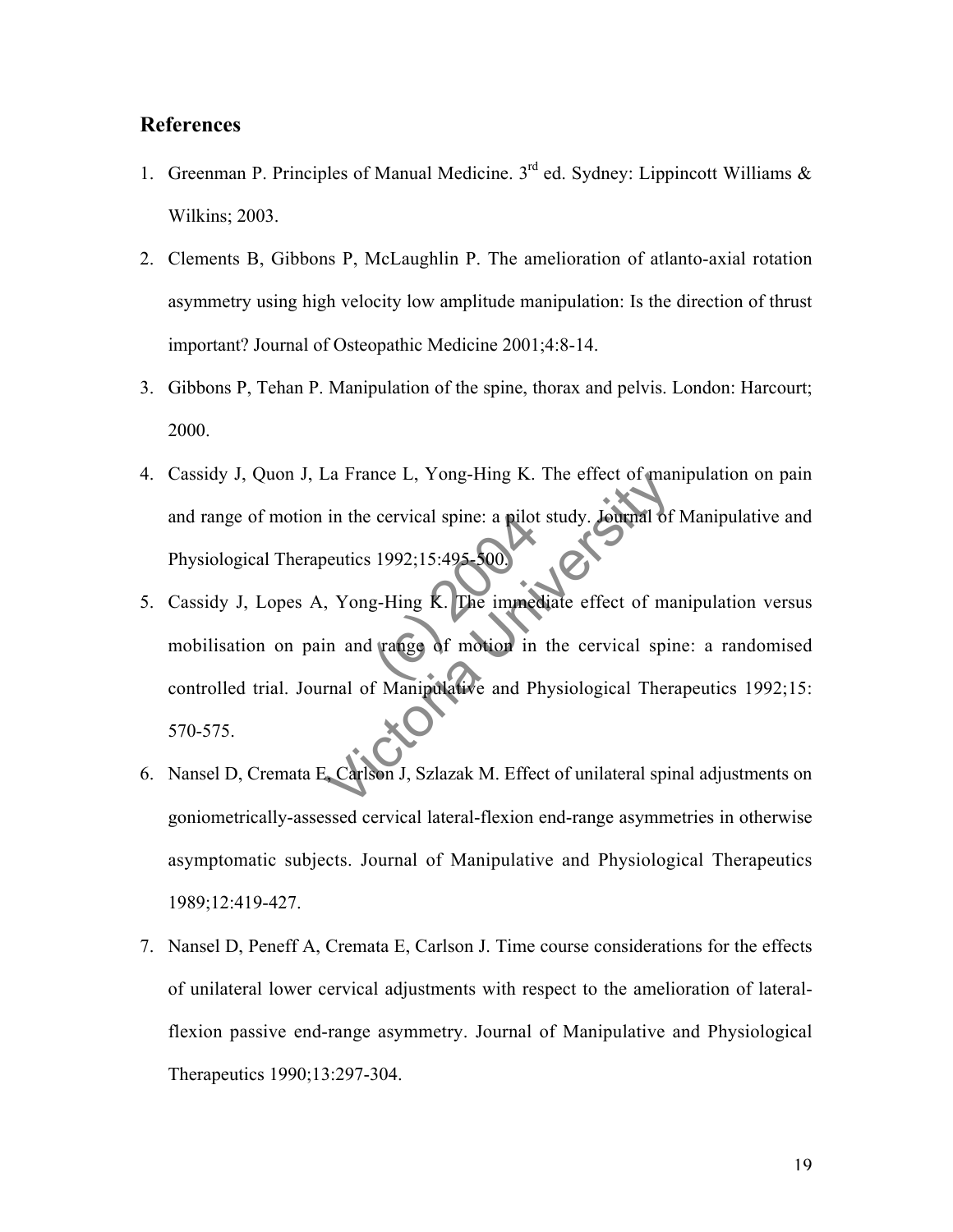## References

1. Greenman P. Principles of Manual Medicine. 3rd ed. Sydney: Lippincott Williams & Wilkins; 2003.
2. Clements B, Gibbons P, McLaughlin P. The amelioration of atlanto-axial rotation asymmetry using high velocity low amplitude manipulation: Is the direction of thrust important? Journal of Osteopathic Medicine 2001;4:8-14.
3. Gibbons P, Tehan P. Manipulation of the spine, thorax and pelvis. London: Harcourt; 2000.
4. Cassidy J, Quon J, La France L, Yong-Hing K. The effect of manipulation on pain and range of motion in the cervical spine: a pilot study. Journal of Manipulative and Physiological Therapeutics 1992;15:495-500.
5. Cassidy J, Lopes A, Yong-Hing K. The immediate effect of manipulation versus mobilisation on pain and range of motion in the cervical spine: a randomised controlled trial. Journal of Manipulative and Physiological Therapeutics 1992;15: 570-575.
6. Nansel D, Cremata E, Carlson J, Szlazak M. Effect of unilateral spinal adjustments on goniometrically-assessed cervical lateral-flexion end-range asymmetries in otherwise asymptomatic subjects. Journal of Manipulative and Physiological Therapeutics 1989;12:419-427.
7. Nansel D, Peneff A, Cremata E, Carlson J. Time course considerations for the effects of unilateral lower cervical adjustments with respect to the amelioration of lateral-flexion passive end-range asymmetry. Journal of Manipulative and Physiological Therapeutics 1990;13:297-304.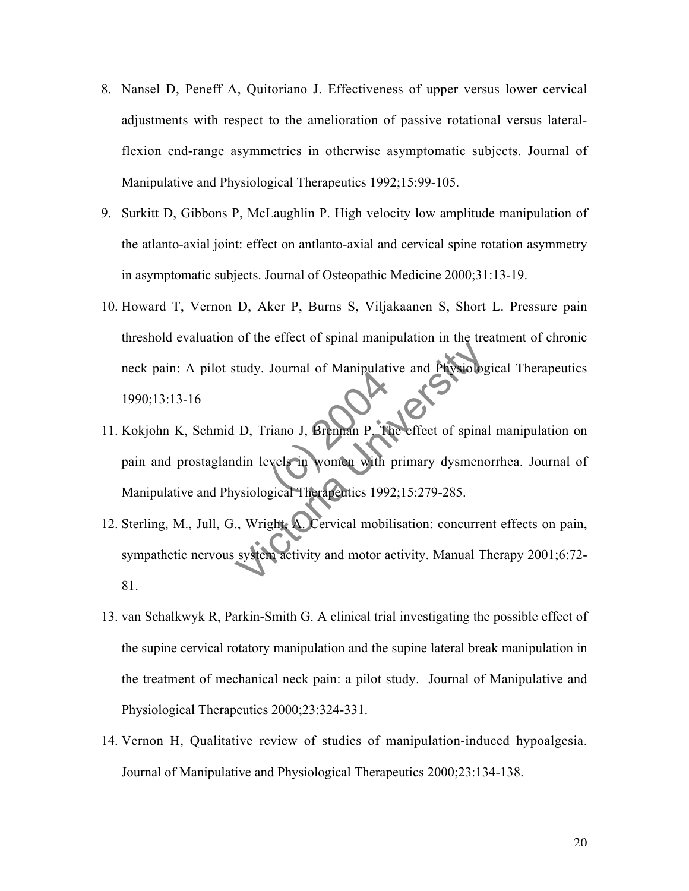8. Nansel D, Peneff A, Quitoriano J. Effectiveness of upper versus lower cervical adjustments with respect to the amelioration of passive rotational versus lateral-flexion end-range asymmetries in otherwise asymptomatic subjects. Journal of Manipulative and Physiological Therapeutics 1992;15:99-105.
9. Surkitt D, Gibbons P, McLaughlin P. High velocity low amplitude manipulation of the atlanto-axial joint: effect on antlanto-axial and cervical spine rotation asymmetry in asymptomatic subjects. Journal of Osteopathic Medicine 2000;31:13-19.
10. Howard T, Vernon D, Aker P, Burns S, Viljakaanen S, Short L. Pressure pain threshold evaluation of the effect of spinal manipulation in the treatment of chronic neck pain: A pilot study. Journal of Manipulative and Physiological Therapeutics 1990;13:13-16
11. Kokjohn K, Schmid D, Triano J, Brennan P. The effect of spinal manipulation on pain and prostaglandin levels in women with primary dysmenorrhea. Journal of Manipulative and Physiological Therapeutics 1992;15:279-285.
12. Sterling, M., Jull, G., Wright, A. Cervical mobilisation: concurrent effects on pain, sympathetic nervous system activity and motor activity. Manual Therapy 2001;6:72-81.
13. van Schalkwyk R, Parkin-Smith G. A clinical trial investigating the possible effect of the supine cervical rotatory manipulation and the supine lateral break manipulation in the treatment of mechanical neck pain: a pilot study. Journal of Manipulative and Physiological Therapeutics 2000;23:324-331.
14. Vernon H, Qualitative review of studies of manipulation-induced hypoalgesia. Journal of Manipulative and Physiological Therapeutics 2000;23:134-138.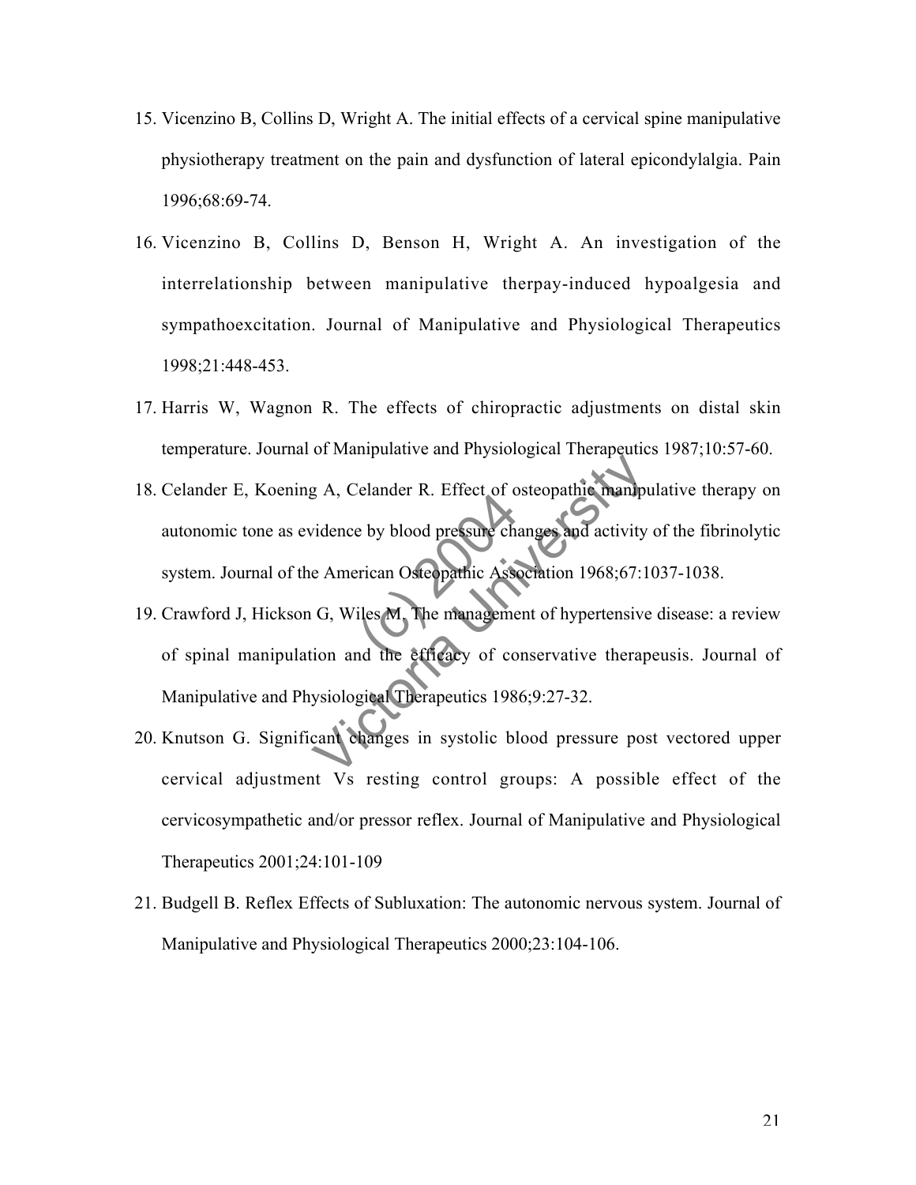15. Vicenzino B, Collins D, Wright A. The initial effects of a cervical spine manipulative physiotherapy treatment on the pain and dysfunction of lateral epicondylalgia. Pain 1996;68:69-74.
16. Vicenzino B, Collins D, Benson H, Wright A. An investigation of the interrelationship between manipulative therpay-induced hypoalgesia and sympathoexcitation. Journal of Manipulative and Physiological Therapeutics 1998;21:448-453.
17. Harris W, Wagnon R. The effects of chiropractic adjustments on distal skin temperature. Journal of Manipulative and Physiological Therapeutics 1987;10:57-60.
18. Celander E, Koening A, Celander R. Effect of osteopathic manipulative therapy on autonomic tone as evidence by blood pressure changes and activity of the fibrinolytic system. Journal of the American Osteopathic Association 1968;67:1037-1038.
19. Crawford J, Hickson G, Wiles M. The management of hypertensive disease: a review of spinal manipulation and the efficacy of conservative therapeusis. Journal of Manipulative and Physiological Therapeutics 1986;9:27-32.
20. Knutson G. Significant changes in systolic blood pressure post vectored upper cervical adjustment Vs resting control groups: A possible effect of the cervicosympathetic and/or pressor reflex. Journal of Manipulative and Physiological Therapeutics 2001;24:101-109
21. Budgell B. Reflex Effects of Subluxation: The autonomic nervous system. Journal of Manipulative and Physiological Therapeutics 2000;23:104-106.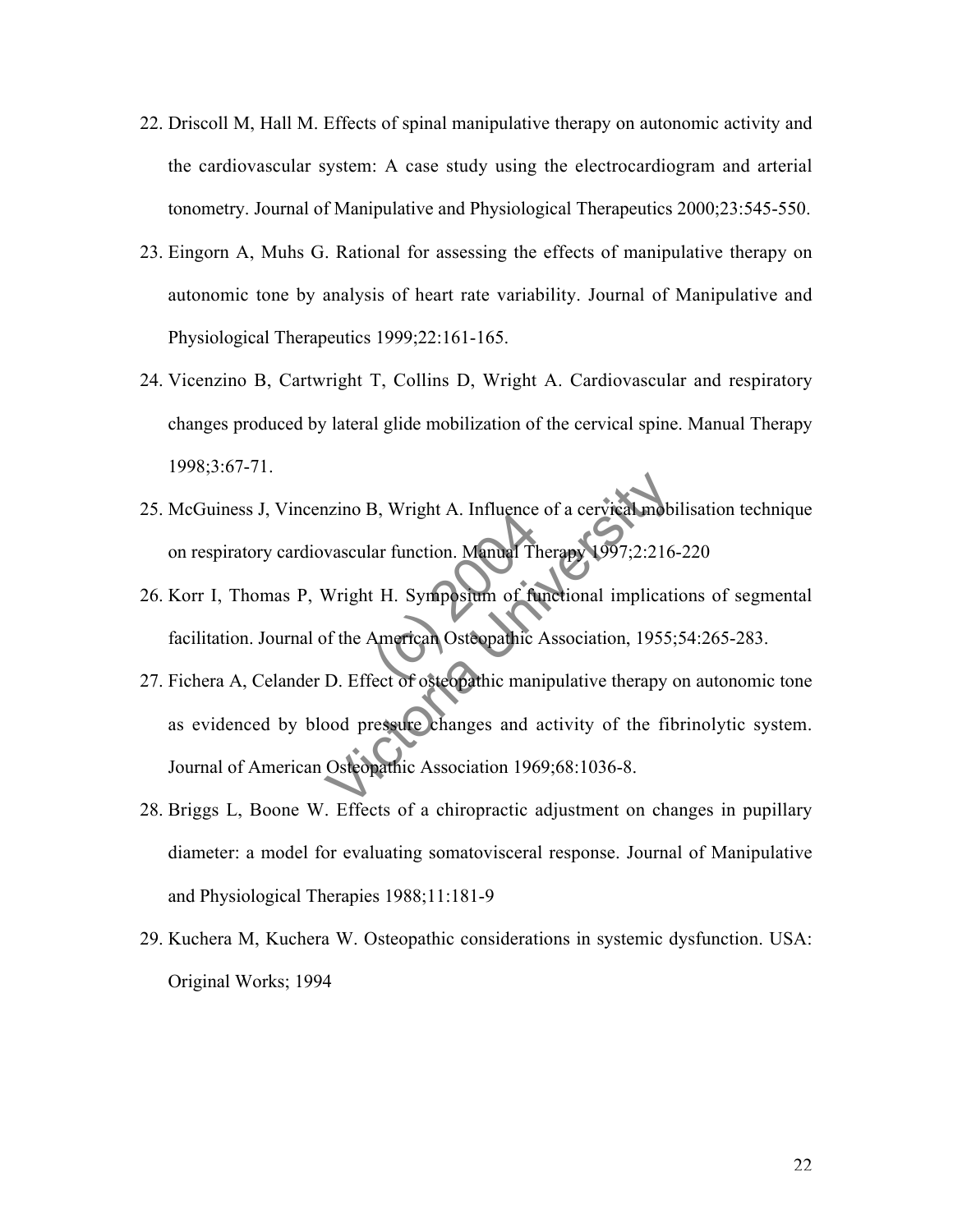22. Driscoll M, Hall M. Effects of spinal manipulative therapy on autonomic activity and the cardiovascular system: A case study using the electrocardiogram and arterial tonometry. Journal of Manipulative and Physiological Therapeutics 2000;23:545-550.
23. Eingorn A, Muhs G. Rational for assessing the effects of manipulative therapy on autonomic tone by analysis of heart rate variability. Journal of Manipulative and Physiological Therapeutics 1999;22:161-165.
24. Vicenzino B, Cartwright T, Collins D, Wright A. Cardiovascular and respiratory changes produced by lateral glide mobilization of the cervical spine. Manual Therapy 1998;3:67-71.
25. McGuiness J, Vincenzino B, Wright A. Influence of a cervical mobilisation technique on respiratory cardiovascular function. Manual Therapy 1997;2:216-220
26. Korr I, Thomas P, Wright H. Symposium of functional implications of segmental facilitation. Journal of the American Osteopathic Association, 1955;54:265-283.
27. Fichera A, Celander D. Effect of osteopathic manipulative therapy on autonomic tone as evidenced by blood pressure changes and activity of the fibrinolytic system. Journal of American Osteopathic Association 1969;68:1036-8.
28. Briggs L, Boone W. Effects of a chiropractic adjustment on changes in pupillary diameter: a model for evaluating somatovisceral response. Journal of Manipulative and Physiological Therapies 1988;11:181-9
29. Kuchera M, Kuchera W. Osteopathic considerations in systemic dysfunction. USA: Original Works; 1994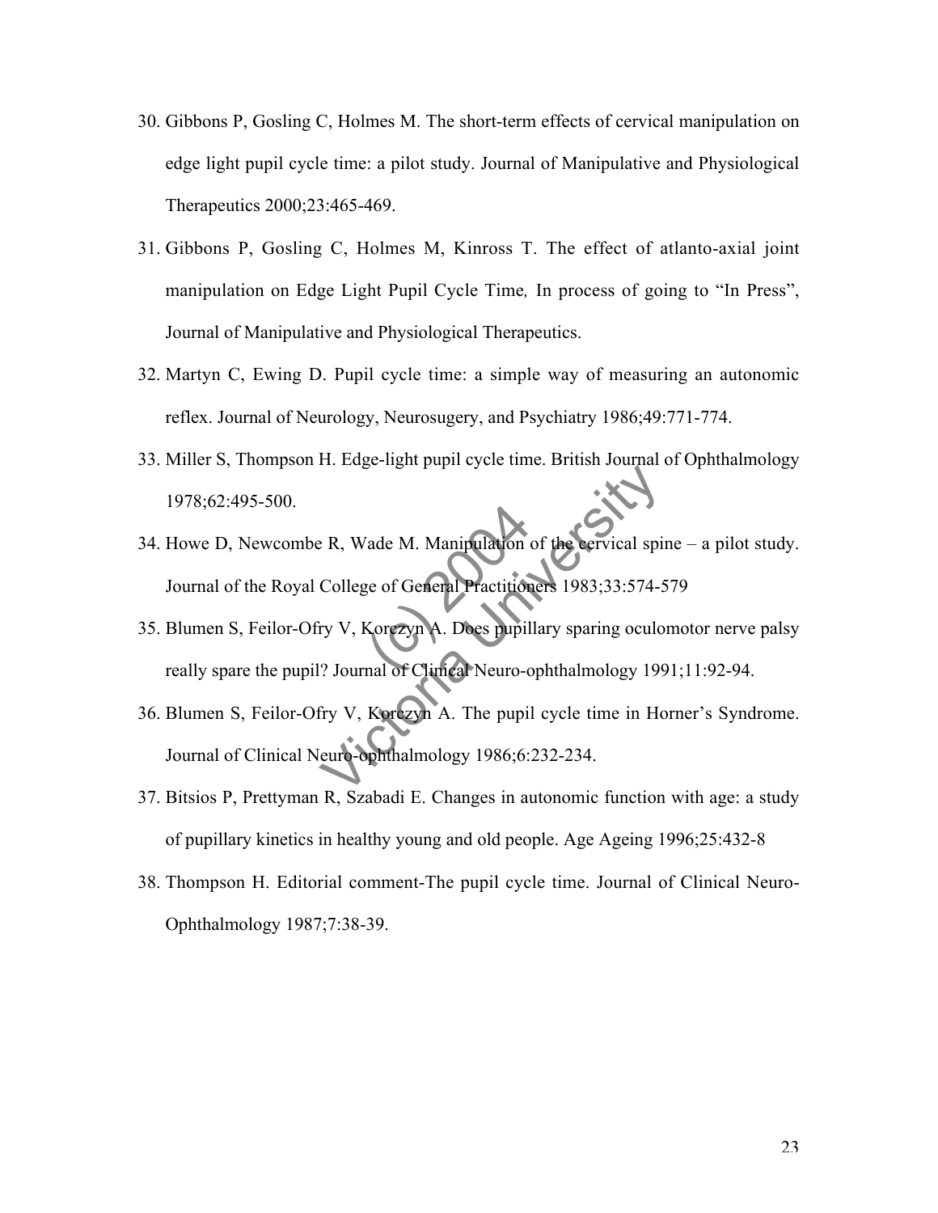30. Gibbons P, Gosling C, Holmes M. The short-term effects of cervical manipulation on edge light pupil cycle time: a pilot study. Journal of Manipulative and Physiological Therapeutics 2000;23:465-469.
31. Gibbons P, Gosling C, Holmes M, Kinross T. The effect of atlanto-axial joint manipulation on Edge Light Pupil Cycle Time*,* In process of going to "In Press", Journal of Manipulative and Physiological Therapeutics.
32. Martyn C, Ewing D. Pupil cycle time: a simple way of measuring an autonomic reflex. Journal of Neurology, Neurosugery, and Psychiatry 1986;49:771-774.
33. Miller S, Thompson H. Edge-light pupil cycle time. British Journal of Ophthalmology 1978;62:495-500.
34. Howe D, Newcombe R, Wade M. Manipulation of the cervical spine – a pilot study. Journal of the Royal College of General Practitioners 1983;33:574-579
35. Blumen S, Feilor-Ofry V, Korczyn A. Does pupillary sparing oculomotor nerve palsy really spare the pupil? Journal of Clinical Neuro-ophthalmology 1991;11:92-94.
36. Blumen S, Feilor-Ofry V, Korczyn A. The pupil cycle time in Horner's Syndrome. Journal of Clinical Neuro-ophthalmology 1986;6:232-234.
37. Bitsios P, Prettyman R, Szabadi E. Changes in autonomic function with age: a study of pupillary kinetics in healthy young and old people. Age Ageing 1996;25:432-8
38. Thompson H. Editorial comment-The pupil cycle time. Journal of Clinical Neuro-Ophthalmology 1987;7:38-39.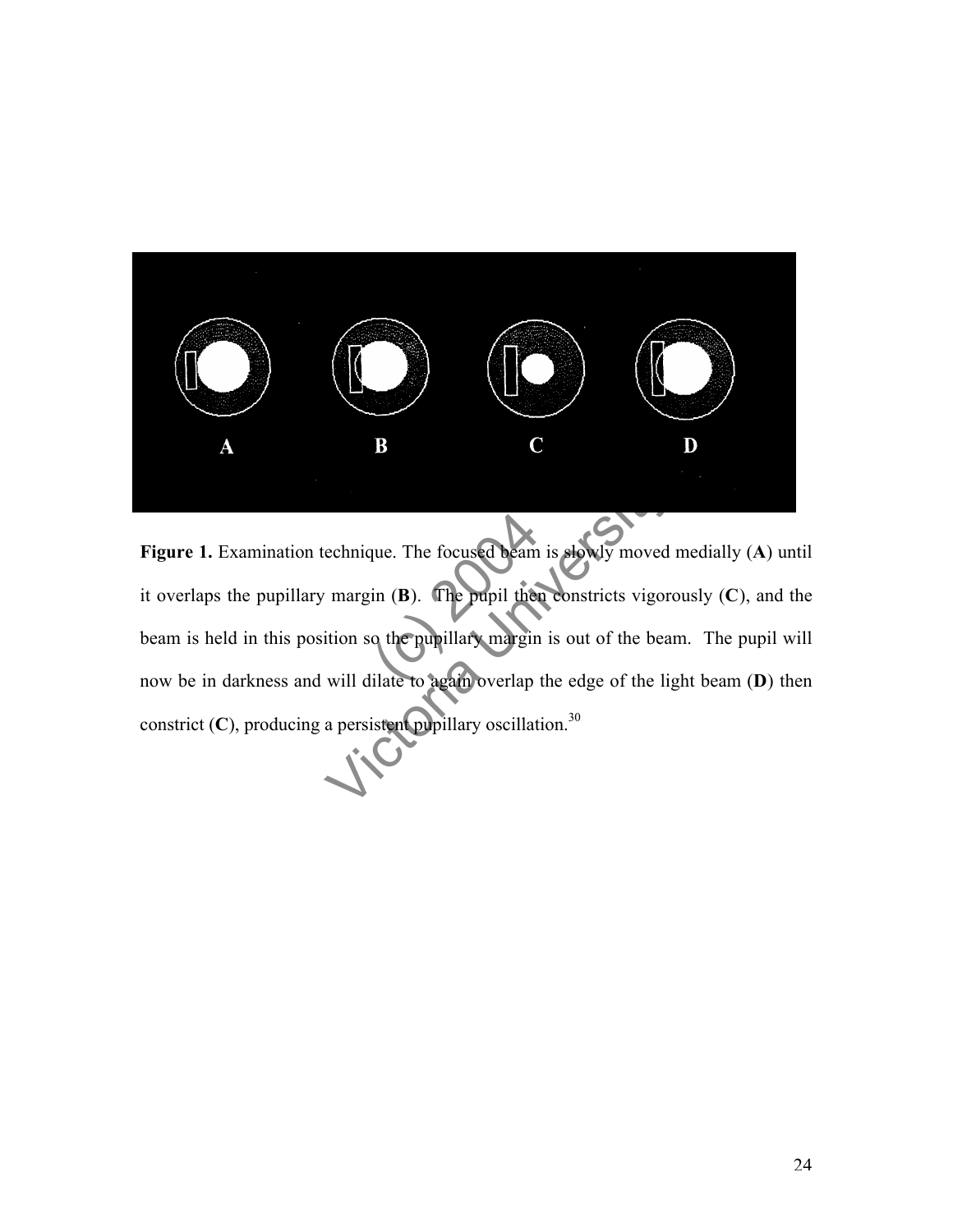**Figure 1.** Examination technique. The focused beam is slowly moved medially (**A**) until it overlaps the pupillary margin (**B**). The pupil then constricts vigorously (**C**), and the beam is held in this position so the pupillary margin is out of the beam. The pupil will now be in darkness and will dilate to again overlap the edge of the light beam (**D**) then constrict (**C**), producing a persistent pupillary oscillation.[30]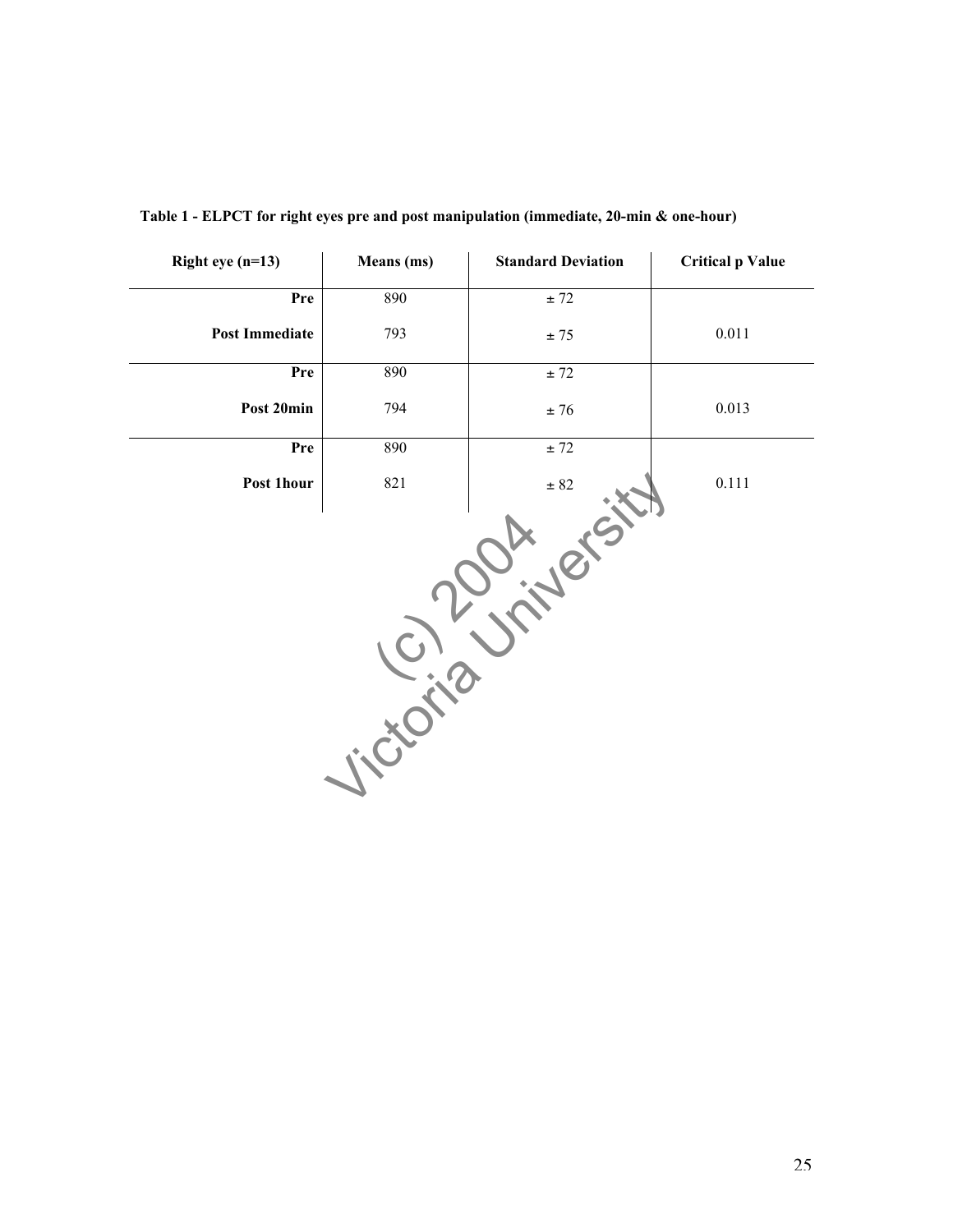**Table 1 - ELPCT for right eyes pre and post manipulation (immediate, 20-min & one-hour)**

| Right eye (n=13) | Means (ms) | Standard Deviation | Critical p Value |
|---|---|---|---|
| **Pre** | 890 | ± 72 | |
| **Post Immediate** | 793 | ± 75 | 0.011 |
| **Pre** | 890 | ± 72 | |
| **Post 20min** | 794 | ± 76 | 0.013 |
| **Pre** | 890 | ± 72 | |
| **Post 1hour** | 821 | ± 82 | 0.111 |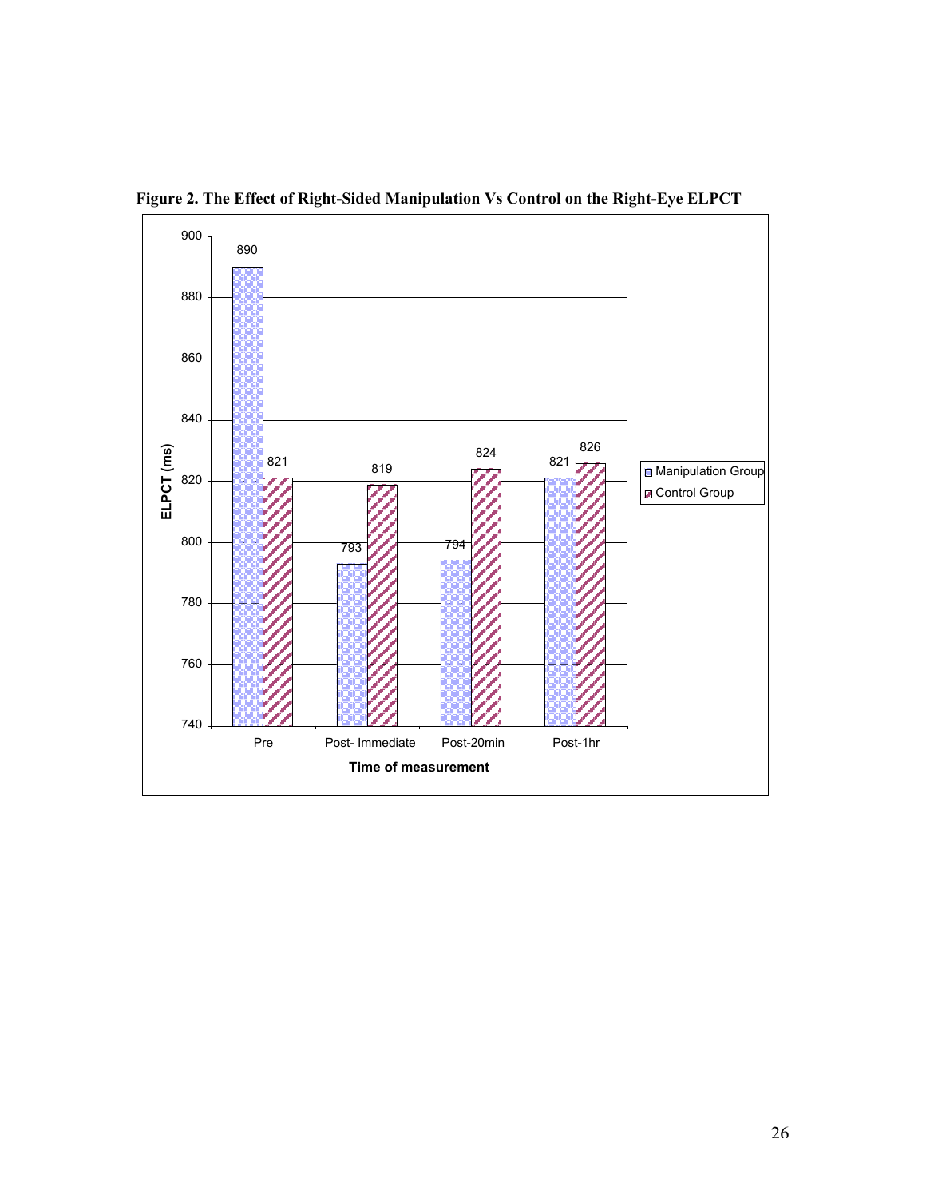**Figure 2. The Effect of Right-Sided Manipulation Vs Control on the Right-Eye ELPCT**

| Time of measurement | Manipulation Group | Control Group |
|---|---|---|
| Pre | 890 | 821 |
| Post- Immediate | 793 | 819 |
| Post-20min | 794 | 824 |
| Post-1hr | 821 | 826 |

ELPCT (ms)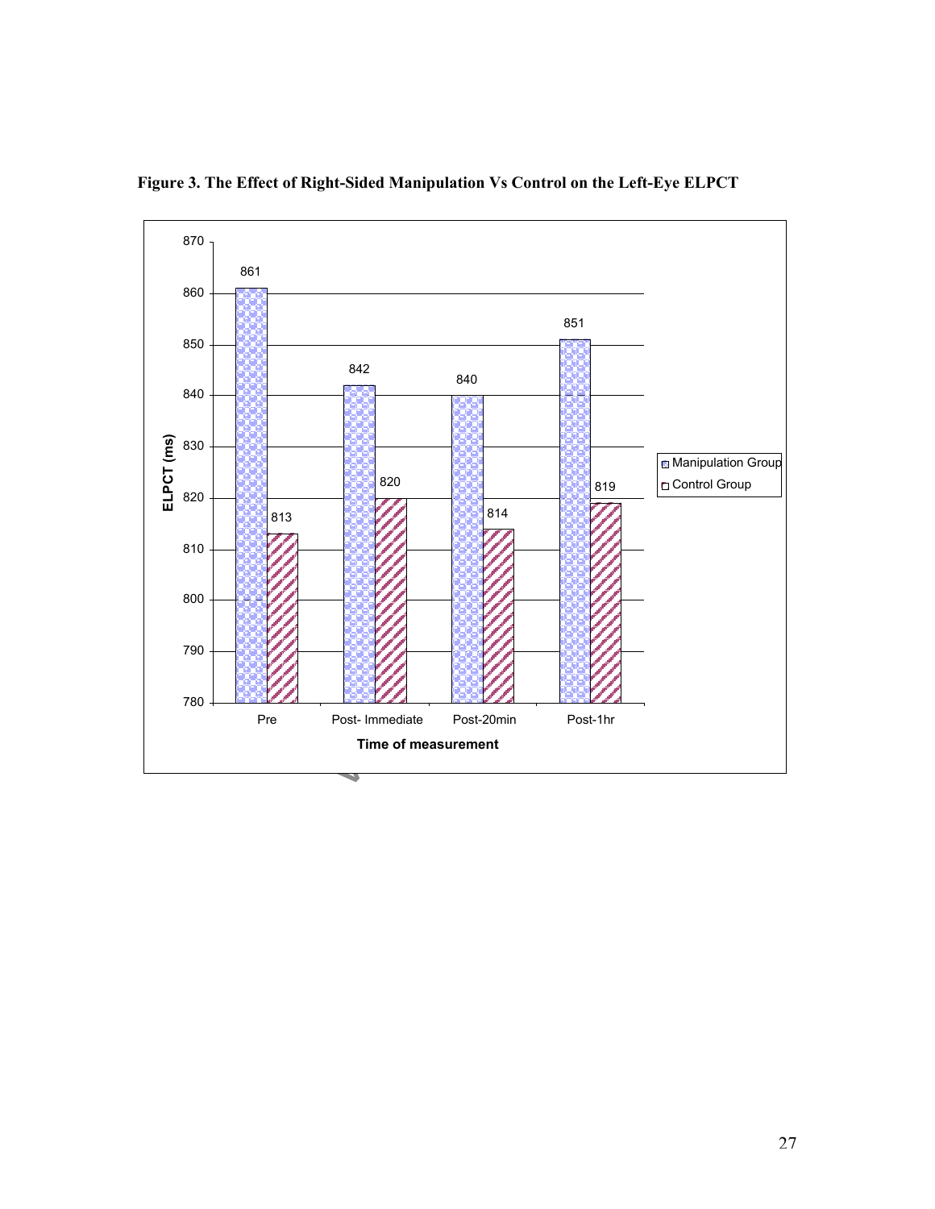**Figure 3. The Effect of Right-Sided Manipulation Vs Control on the Left-Eye ELPCT**

| Time of measurement | Manipulation Group | Control Group |
| --- | --- | --- |
| Pre | 861 | 813 |
| Post- Immediate | 842 | 820 |
| Post-20min | 840 | 814 |
| Post-1hr | 851 | 819 |

ELPCT (ms)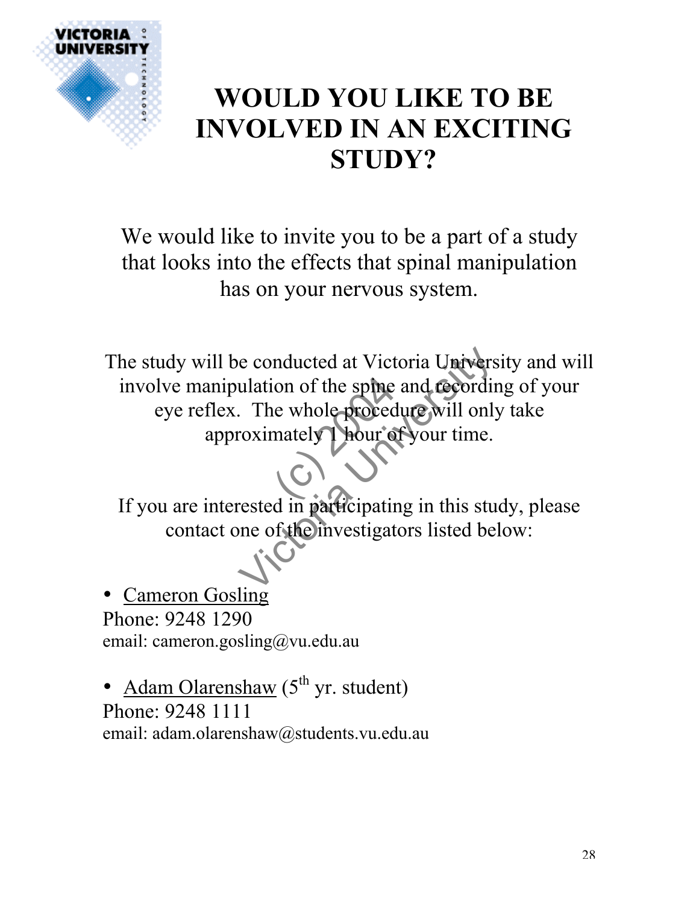# WOULD YOU LIKE TO BE INVOLVED IN AN EXCITING STUDY?

We would like to invite you to be a part of a study that looks into the effects that spinal manipulation has on your nervous system.

The study will be conducted at Victoria University and will involve manipulation of the spine and recording of your eye reflex. The whole procedure will only take approximately 1 hour of your time.

If you are interested in participating in this study, please contact one of the investigators listed below:

- Cameron Gosling

Phone: 9248 1290
email: cameron.gosling@vu.edu.au

- Adam Olarenshaw (5th yr. student)

Phone: 9248 1111
email: adam.olarenshaw@students.vu.edu.au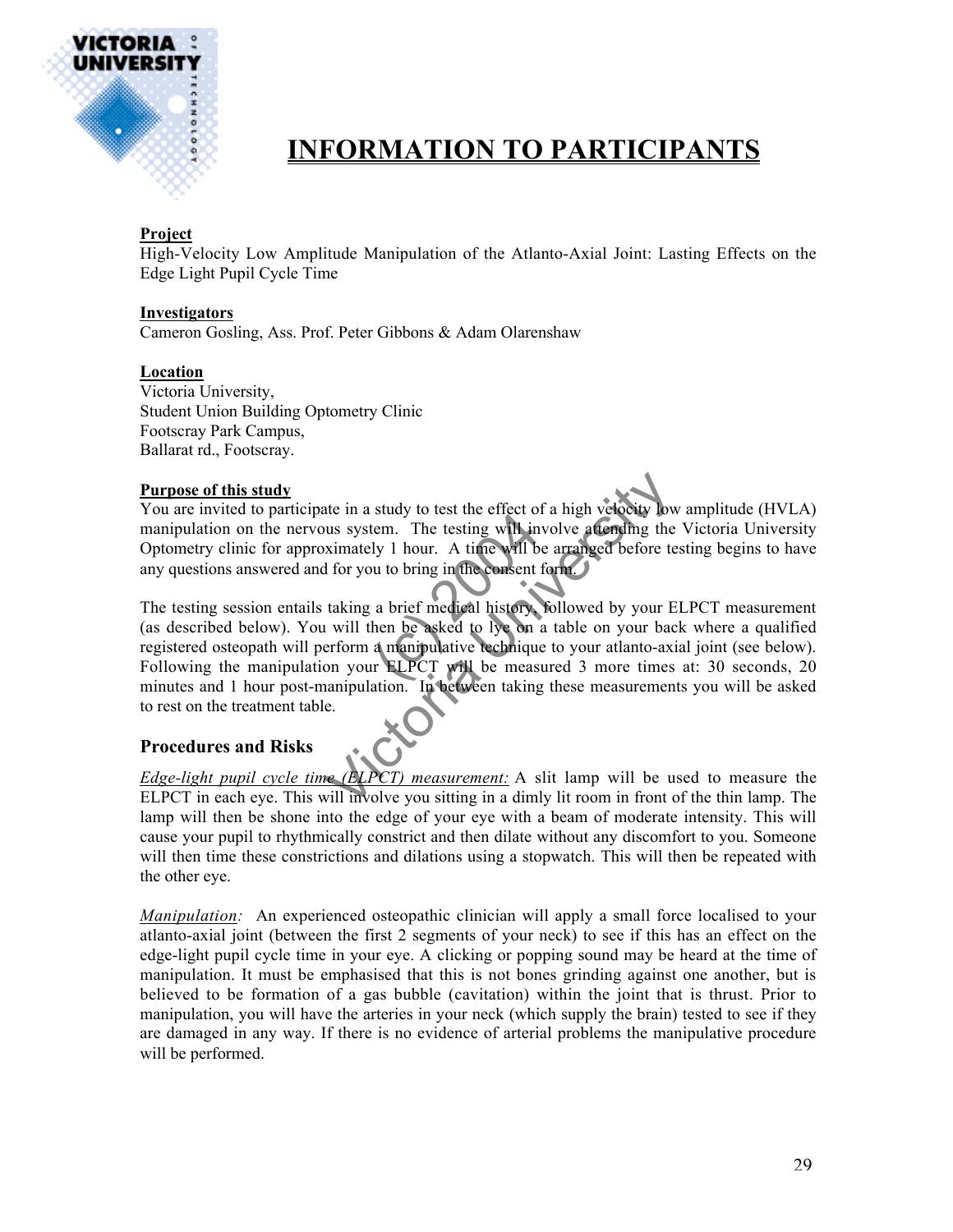# INFORMATION TO PARTICIPANTS

**Project**
High-Velocity Low Amplitude Manipulation of the Atlanto-Axial Joint: Lasting Effects on the Edge Light Pupil Cycle Time

**Investigators**
Cameron Gosling, Ass. Prof. Peter Gibbons & Adam Olarenshaw

**Location**
Victoria University,
Student Union Building Optometry Clinic
Footscray Park Campus,
Ballarat rd., Footscray.

**Purpose of this study**
You are invited to participate in a study to test the effect of a high velocity low amplitude (HVLA) manipulation on the nervous system. The testing will involve attending the Victoria University Optometry clinic for approximately 1 hour. A time will be arranged before testing begins to have any questions answered and for you to bring in the consent form.

The testing session entails taking a brief medical history, followed by your ELPCT measurement (as described below). You will then be asked to lye on a table on your back where a qualified registered osteopath will perform a manipulative technique to your atlanto-axial joint (see below). Following the manipulation your ELPCT will be measured 3 more times at: 30 seconds, 20 minutes and 1 hour post-manipulation. In between taking these measurements you will be asked to rest on the treatment table.

## Procedures and Risks

*Edge-light pupil cycle time (ELPCT) measurement:* A slit lamp will be used to measure the ELPCT in each eye. This will involve you sitting in a dimly lit room in front of the thin lamp. The lamp will then be shone into the edge of your eye with a beam of moderate intensity. This will cause your pupil to rhythmically constrict and then dilate without any discomfort to you. Someone will then time these constrictions and dilations using a stopwatch. This will then be repeated with the other eye.

*Manipulation:* An experienced osteopathic clinician will apply a small force localised to your atlanto-axial joint (between the first 2 segments of your neck) to see if this has an effect on the edge-light pupil cycle time in your eye. A clicking or popping sound may be heard at the time of manipulation. It must be emphasised that this is not bones grinding against one another, but is believed to be formation of a gas bubble (cavitation) within the joint that is thrust. Prior to manipulation, you will have the arteries in your neck (which supply the brain) tested to see if they are damaged in any way. If there is no evidence of arterial problems the manipulative procedure will be performed.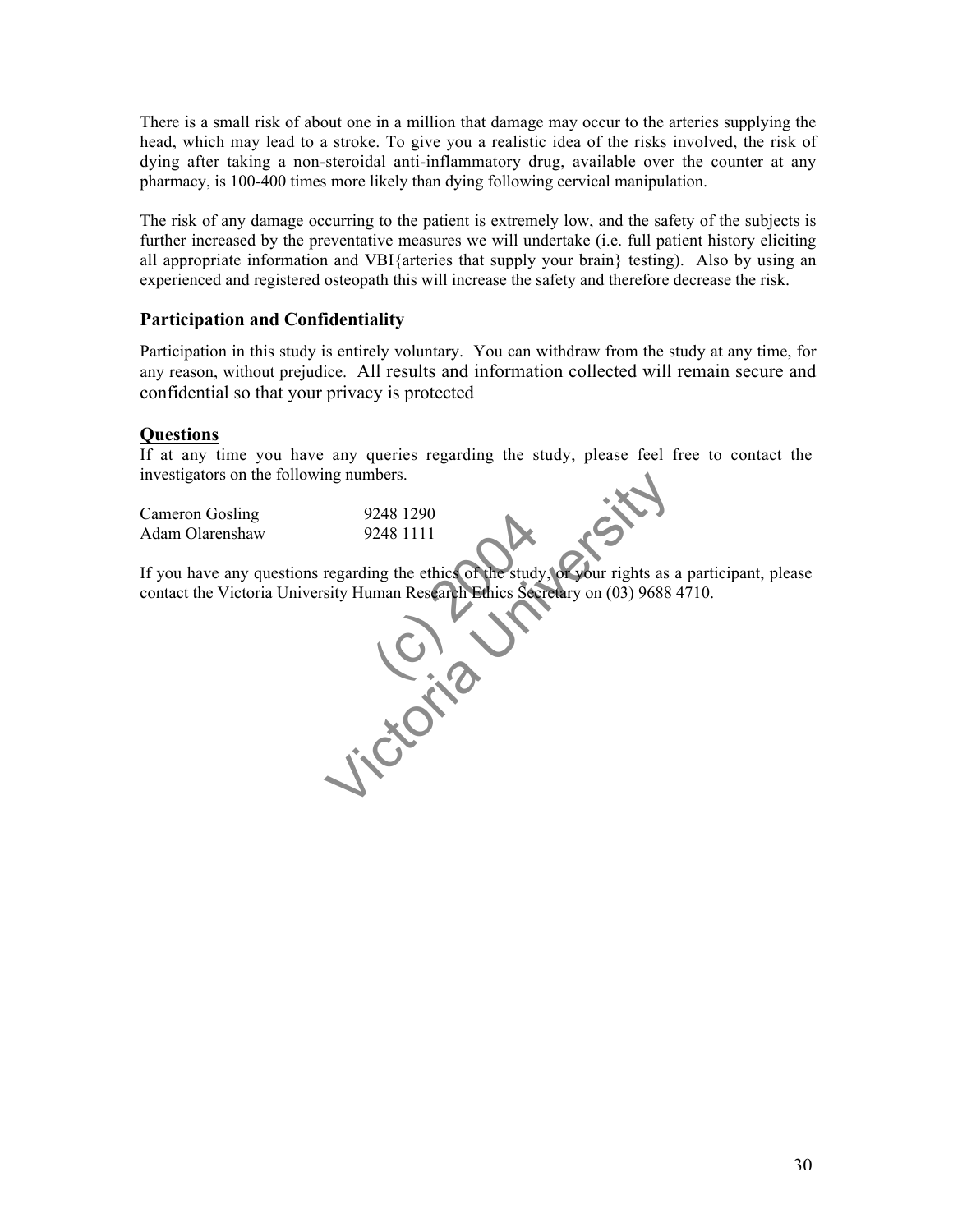There is a small risk of about one in a million that damage may occur to the arteries supplying the head, which may lead to a stroke. To give you a realistic idea of the risks involved, the risk of dying after taking a non-steroidal anti-inflammatory drug, available over the counter at any pharmacy, is 100-400 times more likely than dying following cervical manipulation.

The risk of any damage occurring to the patient is extremely low, and the safety of the subjects is further increased by the preventative measures we will undertake (i.e. full patient history eliciting all appropriate information and VBI{arteries that supply your brain} testing). Also by using an experienced and registered osteopath this will increase the safety and therefore decrease the risk.

### Participation and Confidentiality

Participation in this study is entirely voluntary. You can withdraw from the study at any time, for any reason, without prejudice. All results and information collected will remain secure and confidential so that your privacy is protected

### Questions

If at any time you have any queries regarding the study, please feel free to contact the investigators on the following numbers.

| | |
|---|---|
| Cameron Gosling | 9248 1290 |
| Adam Olarenshaw | 9248 1111 |

If you have any questions regarding the ethics of the study, or your rights as a participant, please contact the Victoria University Human Research Ethics Secretary on (03) 9688 4710.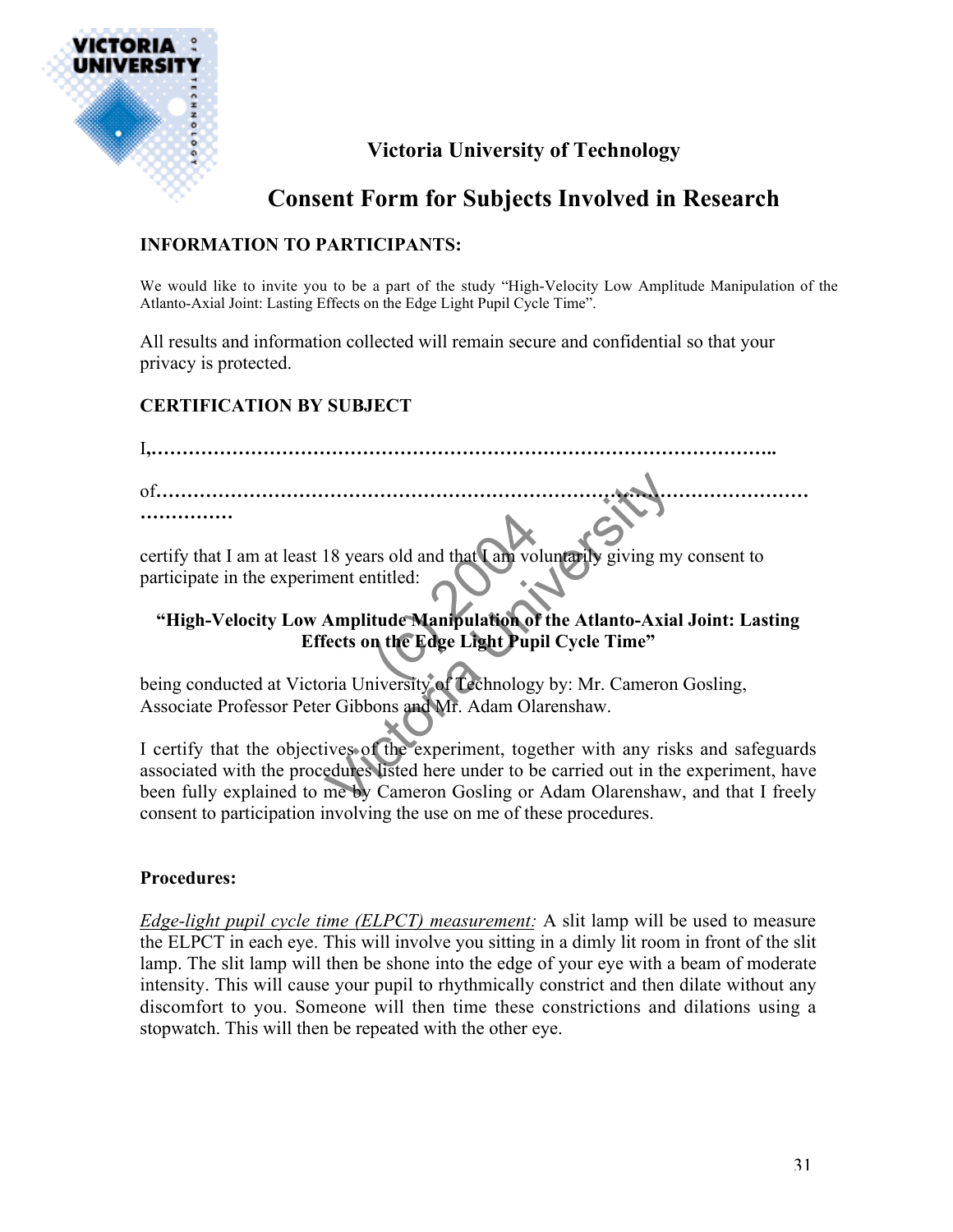# Victoria University of Technology

## Consent Form for Subjects Involved in Research

**INFORMATION TO PARTICIPANTS:**

We would like to invite you to be a part of the study "High-Velocity Low Amplitude Manipulation of the Atlanto-Axial Joint: Lasting Effects on the Edge Light Pupil Cycle Time".

All results and information collected will remain secure and confidential so that your privacy is protected.

**CERTIFICATION BY SUBJECT**

I,……………………………………………………………………………………..

of……………………………………………………………………………………………
……………

certify that I am at least 18 years old and that I am voluntarily giving my consent to participate in the experiment entitled:

**"High-Velocity Low Amplitude Manipulation of the Atlanto-Axial Joint: Lasting Effects on the Edge Light Pupil Cycle Time"**

being conducted at Victoria University of Technology by: Mr. Cameron Gosling, Associate Professor Peter Gibbons and Mr. Adam Olarenshaw.

I certify that the objectives of the experiment, together with any risks and safeguards associated with the procedures listed here under to be carried out in the experiment, have been fully explained to me by Cameron Gosling or Adam Olarenshaw, and that I freely consent to participation involving the use on me of these procedures.

**Procedures:**

*Edge-light pupil cycle time (ELPCT) measurement:* A slit lamp will be used to measure the ELPCT in each eye. This will involve you sitting in a dimly lit room in front of the slit lamp. The slit lamp will then be shone into the edge of your eye with a beam of moderate intensity. This will cause your pupil to rhythmically constrict and then dilate without any discomfort to you. Someone will then time these constrictions and dilations using a stopwatch. This will then be repeated with the other eye.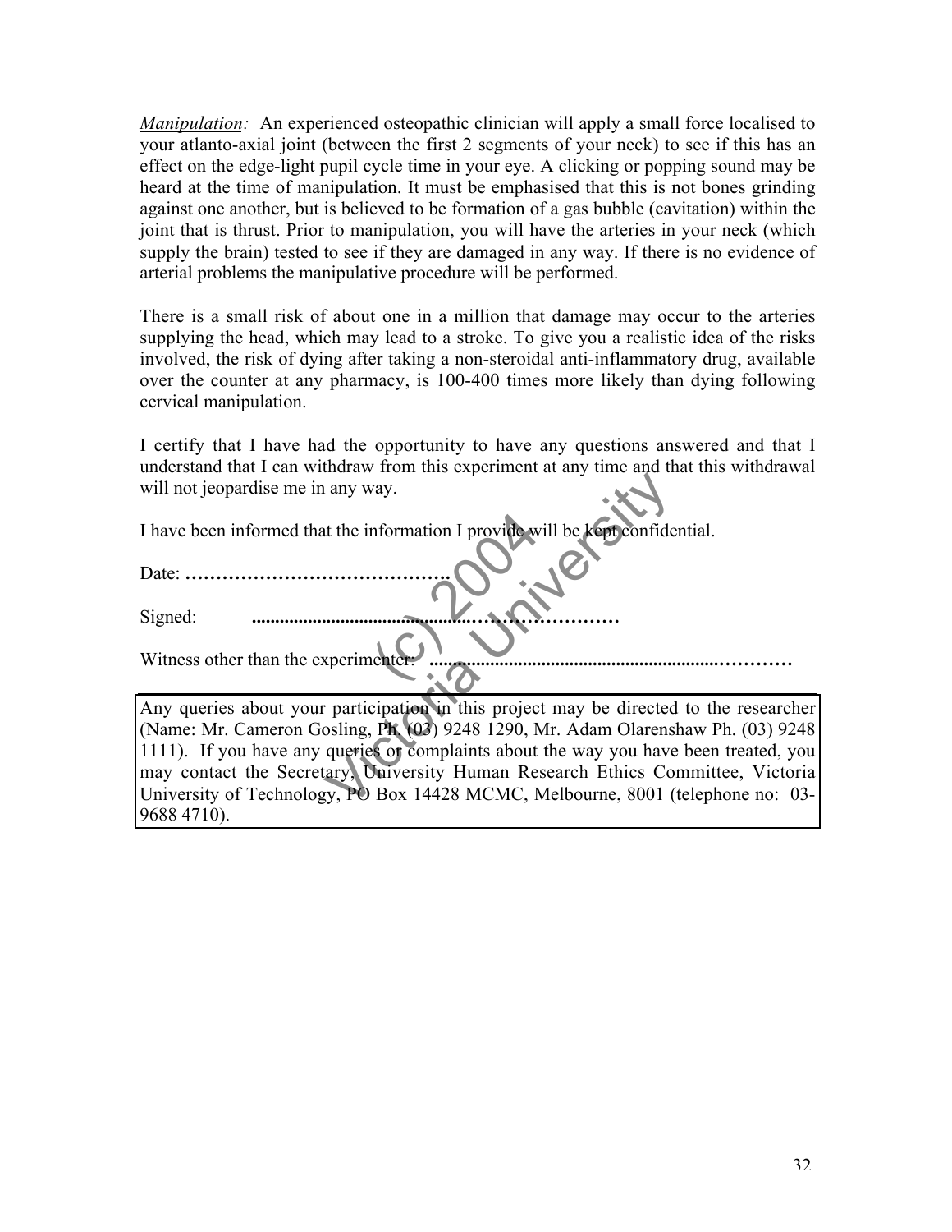*Manipulation:* An experienced osteopathic clinician will apply a small force localised to your atlanto-axial joint (between the first 2 segments of your neck) to see if this has an effect on the edge-light pupil cycle time in your eye. A clicking or popping sound may be heard at the time of manipulation. It must be emphasised that this is not bones grinding against one another, but is believed to be formation of a gas bubble (cavitation) within the joint that is thrust. Prior to manipulation, you will have the arteries in your neck (which supply the brain) tested to see if they are damaged in any way. If there is no evidence of arterial problems the manipulative procedure will be performed.

There is a small risk of about one in a million that damage may occur to the arteries supplying the head, which may lead to a stroke. To give you a realistic idea of the risks involved, the risk of dying after taking a non-steroidal anti-inflammatory drug, available over the counter at any pharmacy, is 100-400 times more likely than dying following cervical manipulation.

I certify that I have had the opportunity to have any questions answered and that I understand that I can withdraw from this experiment at any time and that this withdrawal will not jeopardise me in any way.

I have been informed that the information I provide will be kept confidential.

Date: ……………………………………

Signed: ……………………………………………………

Witness other than the experimenter: ……………………………………………………

Any queries about your participation in this project may be directed to the researcher (Name: Mr. Cameron Gosling, Ph. (03) 9248 1290, Mr. Adam Olarenshaw Ph. (03) 9248 1111). If you have any queries or complaints about the way you have been treated, you may contact the Secretary, University Human Research Ethics Committee, Victoria University of Technology, PO Box 14428 MCMC, Melbourne, 8001 (telephone no: 03-9688 4710).